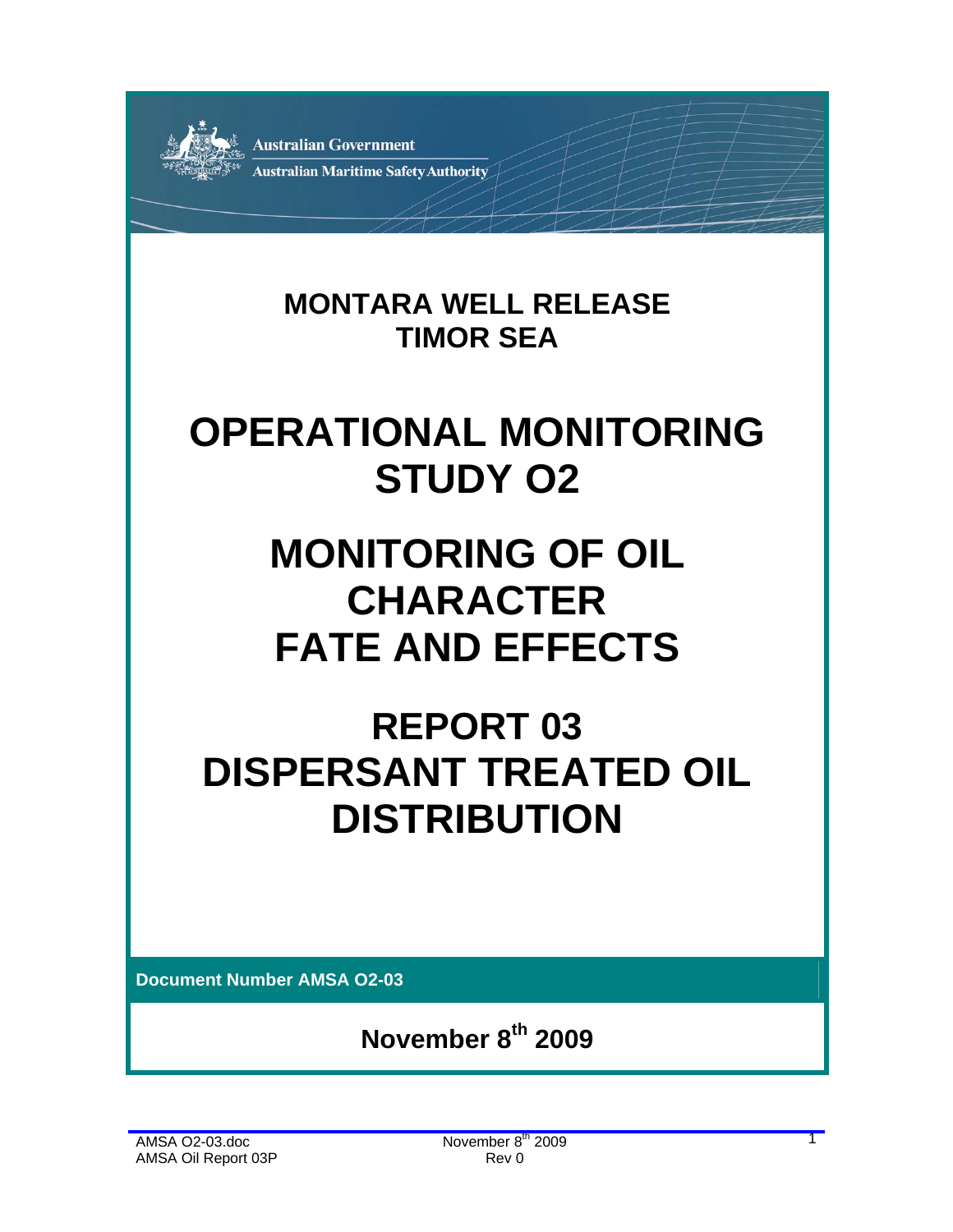Australian Government

Australian Maritime Safety Authority

# MONTARA WELL RELEASE
# TIMOR SEA

# OPERATIONAL MONITORING STUDY O2

# MONITORING OF OIL CHARACTER FATE AND EFFECTS

# REPORT 03
# DISPERSANT TREATED OIL DISTRIBUTION

**Document Number AMSA O2-03**

**November 8th 2009**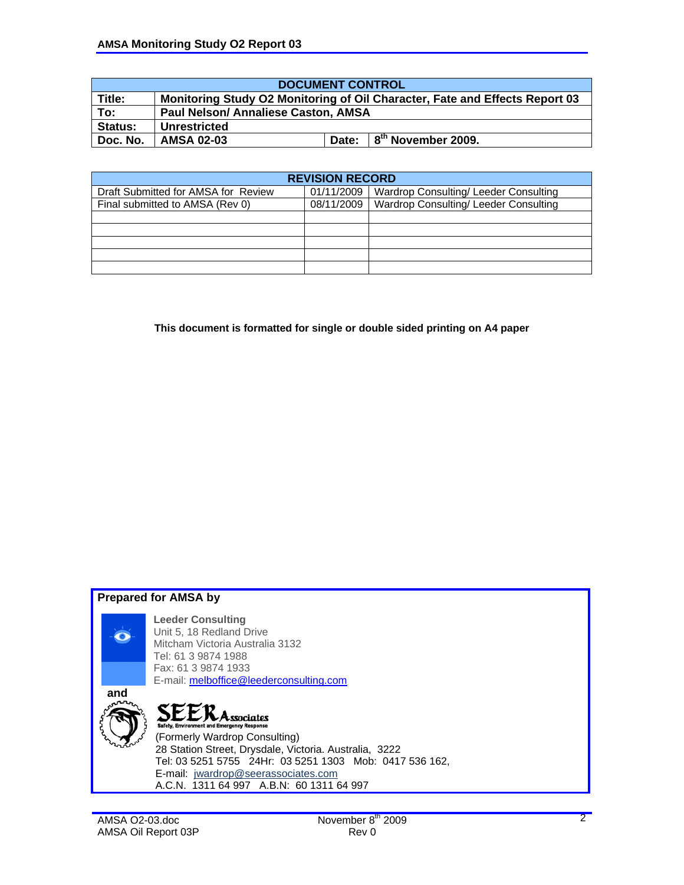| DOCUMENT CONTROL | | | |
|---|---|---|---|
| **Title:** | **Monitoring Study O2 Monitoring of Oil Character, Fate and Effects Report 03** | | |
| **To:** | **Paul Nelson/ Annaliese Caston, AMSA** | | |
| **Status:** | **Unrestricted** | | |
| **Doc. No.** | **AMSA 02-03** | **Date:** | **8th November 2009.** |

| REVISION RECORD | | |
|---|---|---|
| Draft Submitted for AMSA for Review | 01/11/2009 | Wardrop Consulting/ Leeder Consulting |
| Final submitted to AMSA (Rev 0) | 08/11/2009 | Wardrop Consulting/ Leeder Consulting |
| | | |
| | | |
| | | |
| | | |
| | | |

**This document is formatted for single or double sided printing on A4 paper**

**Prepared for AMSA by**

**Leeder Consulting**
Unit 5, 18 Redland Drive
Mitcham Victoria Australia 3132
Tel: 61 3 9874 1988
Fax: 61 3 9874 1933
E-mail: melboffice@leederconsulting.com

**and**

**SEER Associates**
Safety, Environment and Emergency Response
(Formerly Wardrop Consulting)
28 Station Street, Drysdale, Victoria. Australia, 3222
Tel: 03 5251 5755 24Hr: 03 5251 1303 Mob: 0417 536 162,
E-mail: jwardrop@seerassociates.com
A.C.N. 1311 64 997 A.B.N: 60 1311 64 997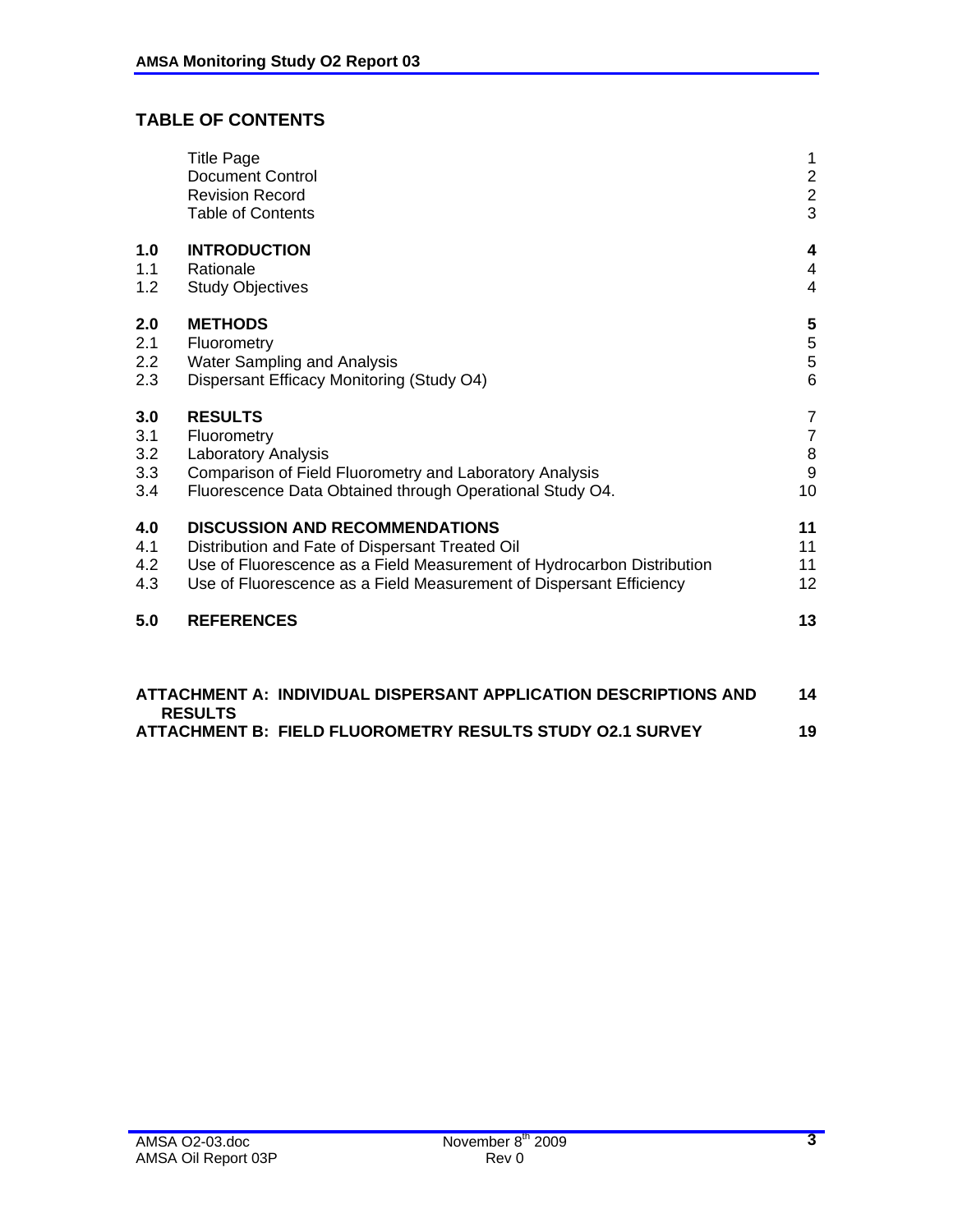## TABLE OF CONTENTS

| | | |
|---|---|---|
| | Title Page | 1 |
| | Document Control | 2 |
| | Revision Record | 2 |
| | Table of Contents | 3 |
| **1.0** | **INTRODUCTION** | **4** |
| 1.1 | Rationale | 4 |
| 1.2 | Study Objectives | 4 |
| **2.0** | **METHODS** | **5** |
| 2.1 | Fluorometry | 5 |
| 2.2 | Water Sampling and Analysis | 5 |
| 2.3 | Dispersant Efficacy Monitoring (Study O4) | 6 |
| **3.0** | **RESULTS** | 7 |
| 3.1 | Fluorometry | 7 |
| 3.2 | Laboratory Analysis | 8 |
| 3.3 | Comparison of Field Fluorometry and Laboratory Analysis | 9 |
| 3.4 | Fluorescence Data Obtained through Operational Study O4. | 10 |
| **4.0** | **DISCUSSION AND RECOMMENDATIONS** | **11** |
| 4.1 | Distribution and Fate of Dispersant Treated Oil | 11 |
| 4.2 | Use of Fluorescence as a Field Measurement of Hydrocarbon Distribution | 11 |
| 4.3 | Use of Fluorescence as a Field Measurement of Dispersant Efficiency | 12 |
| **5.0** | **REFERENCES** | **13** |

**ATTACHMENT A: INDIVIDUAL DISPERSANT APPLICATION DESCRIPTIONS AND RESULTS** — **14**

**ATTACHMENT B: FIELD FLUOROMETRY RESULTS STUDY O2.1 SURVEY** — **19**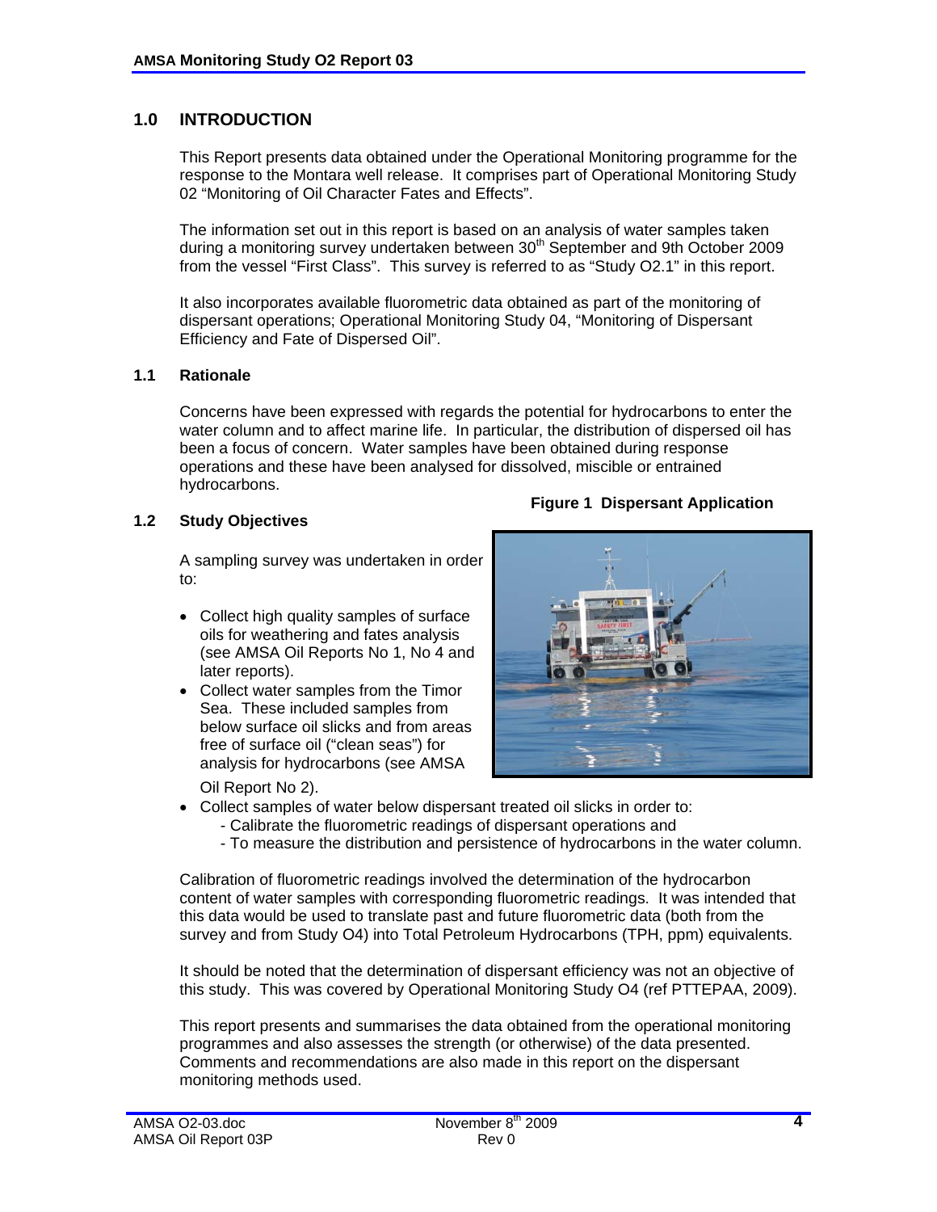## 1.0 INTRODUCTION

This Report presents data obtained under the Operational Monitoring programme for the response to the Montara well release. It comprises part of Operational Monitoring Study 02 "Monitoring of Oil Character Fates and Effects".

The information set out in this report is based on an analysis of water samples taken during a monitoring survey undertaken between 30th September and 9th October 2009 from the vessel "First Class". This survey is referred to as "Study O2.1" in this report.

It also incorporates available fluorometric data obtained as part of the monitoring of dispersant operations; Operational Monitoring Study 04, "Monitoring of Dispersant Efficiency and Fate of Dispersed Oil".

### 1.1 Rationale

Concerns have been expressed with regards the potential for hydrocarbons to enter the water column and to affect marine life. In particular, the distribution of dispersed oil has been a focus of concern. Water samples have been obtained during response operations and these have been analysed for dissolved, miscible or entrained hydrocarbons.

### 1.2 Study Objectives

**Figure 1 Dispersant Application**

A sampling survey was undertaken in order to:

- Collect high quality samples of surface oils for weathering and fates analysis (see AMSA Oil Reports No 1, No 4 and later reports).
- Collect water samples from the Timor Sea. These included samples from below surface oil slicks and from areas free of surface oil ("clean seas") for analysis for hydrocarbons (see AMSA Oil Report No 2).
- Collect samples of water below dispersant treated oil slicks in order to:
  - Calibrate the fluorometric readings of dispersant operations and
  - To measure the distribution and persistence of hydrocarbons in the water column.

Calibration of fluorometric readings involved the determination of the hydrocarbon content of water samples with corresponding fluorometric readings. It was intended that this data would be used to translate past and future fluorometric data (both from the survey and from Study O4) into Total Petroleum Hydrocarbons (TPH, ppm) equivalents.

It should be noted that the determination of dispersant efficiency was not an objective of this study. This was covered by Operational Monitoring Study O4 (ref PTTEPAA, 2009).

This report presents and summarises the data obtained from the operational monitoring programmes and also assesses the strength (or otherwise) of the data presented. Comments and recommendations are also made in this report on the dispersant monitoring methods used.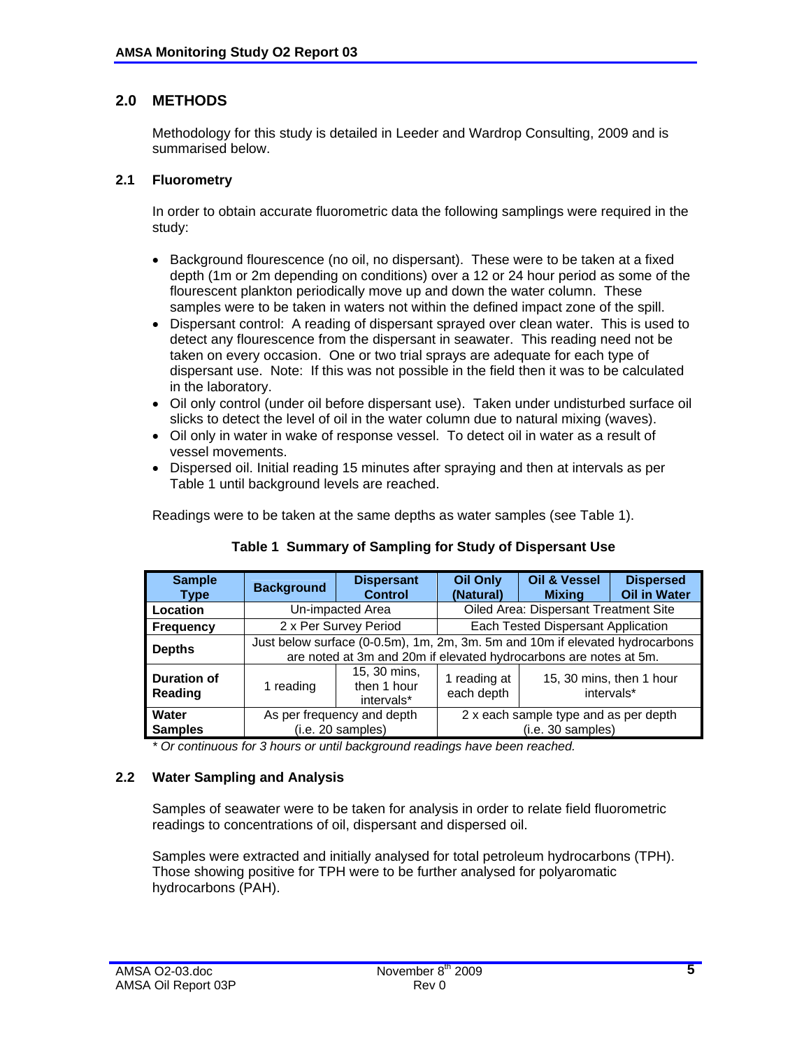## 2.0 METHODS

Methodology for this study is detailed in Leeder and Wardrop Consulting, 2009 and is summarised below.

### 2.1 Fluorometry

In order to obtain accurate fluorometric data the following samplings were required in the study:

- Background flourescence (no oil, no dispersant). These were to be taken at a fixed depth (1m or 2m depending on conditions) over a 12 or 24 hour period as some of the flourescent plankton periodically move up and down the water column. These samples were to be taken in waters not within the defined impact zone of the spill.
- Dispersant control: A reading of dispersant sprayed over clean water. This is used to detect any flourescence from the dispersant in seawater. This reading need not be taken on every occasion. One or two trial sprays are adequate for each type of dispersant use. Note: If this was not possible in the field then it was to be calculated in the laboratory.
- Oil only control (under oil before dispersant use). Taken under undisturbed surface oil slicks to detect the level of oil in the water column due to natural mixing (waves).
- Oil only in water in wake of response vessel. To detect oil in water as a result of vessel movements.
- Dispersed oil. Initial reading 15 minutes after spraying and then at intervals as per Table 1 until background levels are reached.

Readings were to be taken at the same depths as water samples (see Table 1).

**Table 1 Summary of Sampling for Study of Dispersant Use**

| Sample Type | Background | Dispersant Control | Oil Only (Natural) | Oil & Vessel Mixing | Dispersed Oil in Water |
|---|---|---|---|---|---|
| **Location** | Un-impacted Area | | Oiled Area: Dispersant Treatment Site | | |
| **Frequency** | 2 x Per Survey Period | | Each Tested Dispersant Application | | |
| **Depths** | Just below surface (0-0.5m), 1m, 2m, 3m. 5m and 10m if elevated hydrocarbons are noted at 3m and 20m if elevated hydrocarbons are notes at 5m. | | | | |
| **Duration of Reading** | 1 reading | 15, 30 mins, then 1 hour intervals* | 1 reading at each depth | 15, 30 mins, then 1 hour intervals* | |
| **Water Samples** | As per frequency and depth (i.e. 20 samples) | | 2 x each sample type and as per depth (i.e. 30 samples) | | |

*\* Or continuous for 3 hours or until background readings have been reached.*

### 2.2 Water Sampling and Analysis

Samples of seawater were to be taken for analysis in order to relate field fluorometric readings to concentrations of oil, dispersant and dispersed oil.

Samples were extracted and initially analysed for total petroleum hydrocarbons (TPH). Those showing positive for TPH were to be further analysed for polyaromatic hydrocarbons (PAH).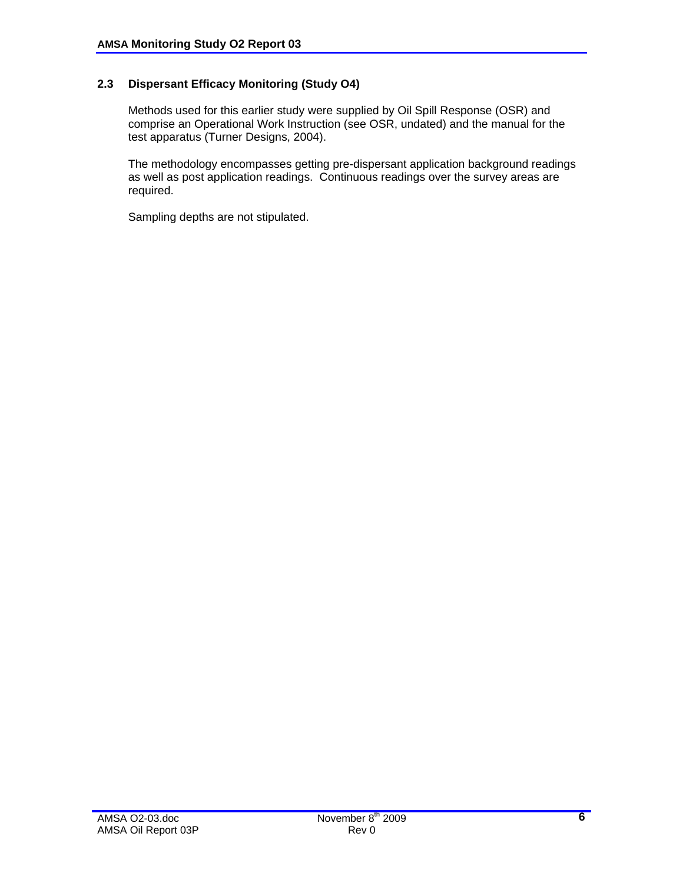### 2.3 Dispersant Efficacy Monitoring (Study O4)

Methods used for this earlier study were supplied by Oil Spill Response (OSR) and comprise an Operational Work Instruction (see OSR, undated) and the manual for the test apparatus (Turner Designs, 2004).

The methodology encompasses getting pre-dispersant application background readings as well as post application readings. Continuous readings over the survey areas are required.

Sampling depths are not stipulated.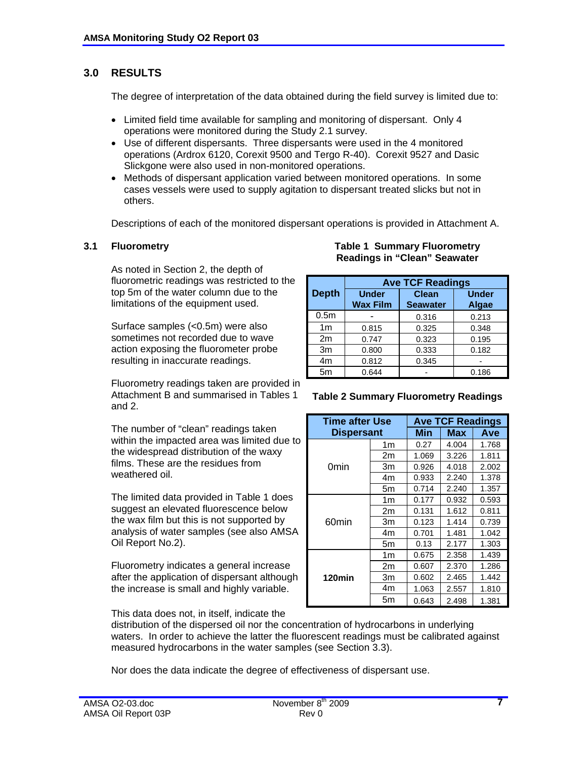## 3.0 RESULTS

The degree of interpretation of the data obtained during the field survey is limited due to:

- Limited field time available for sampling and monitoring of dispersant. Only 4 operations were monitored during the Study 2.1 survey.
- Use of different dispersants. Three dispersants were used in the 4 monitored operations (Ardrox 6120, Corexit 9500 and Tergo R-40). Corexit 9527 and Dasic Slickgone were also used in non-monitored operations.
- Methods of dispersant application varied between monitored operations. In some cases vessels were used to supply agitation to dispersant treated slicks but not in others.

Descriptions of each of the monitored dispersant operations is provided in Attachment A.

### 3.1 Fluorometry

As noted in Section 2, the depth of fluorometric readings was restricted to the top 5m of the water column due to the limitations of the equipment used.

Surface samples (<0.5m) were also sometimes not recorded due to wave action exposing the fluorometer probe resulting in inaccurate readings.

Fluorometry readings taken are provided in Attachment B and summarised in Tables 1 and 2.

The number of "clean" readings taken within the impacted area was limited due to the widespread distribution of the waxy films. These are the residues from weathered oil.

The limited data provided in Table 1 does suggest an elevated fluorescence below the wax film but this is not supported by analysis of water samples (see also AMSA Oil Report No.2).

Fluorometry indicates a general increase after the application of dispersant although the increase is small and highly variable.

This data does not, in itself, indicate the distribution of the dispersed oil nor the concentration of hydrocarbons in underlying waters. In order to achieve the latter the fluorescent readings must be calibrated against measured hydrocarbons in the water samples (see Section 3.3).

Nor does the data indicate the degree of effectiveness of dispersant use.

**Table 1 Summary Fluorometry Readings in "Clean" Seawater**

| Depth | Ave TCF Readings | | |
|---|---|---|---|
| | Under Wax Film | Clean Seawater | Under Algae |
| 0.5m | - | 0.316 | 0.213 |
| 1m | 0.815 | 0.325 | 0.348 |
| 2m | 0.747 | 0.323 | 0.195 |
| 3m | 0.800 | 0.333 | 0.182 |
| 4m | 0.812 | 0.345 | - |
| 5m | 0.644 | - | 0.186 |

**Table 2 Summary Fluorometry Readings**

| Time after Use Dispersant | | Ave TCF Readings | | |
|---|---|---|---|---|
| | | Min | Max | Ave |
| 0min | 1m | 0.27 | 4.004 | 1.768 |
| | 2m | 1.069 | 3.226 | 1.811 |
| | 3m | 0.926 | 4.018 | 2.002 |
| | 4m | 0.933 | 2.240 | 1.378 |
| | 5m | 0.714 | 2.240 | 1.357 |
| 60min | 1m | 0.177 | 0.932 | 0.593 |
| | 2m | 0.131 | 1.612 | 0.811 |
| | 3m | 0.123 | 1.414 | 0.739 |
| | 4m | 0.701 | 1.481 | 1.042 |
| | 5m | 0.13 | 2.177 | 1.303 |
| **120min** | 1m | 0.675 | 2.358 | 1.439 |
| | 2m | 0.607 | 2.370 | 1.286 |
| | 3m | 0.602 | 2.465 | 1.442 |
| | 4m | 1.063 | 2.557 | 1.810 |
| | 5m | 0.643 | 2.498 | 1.381 |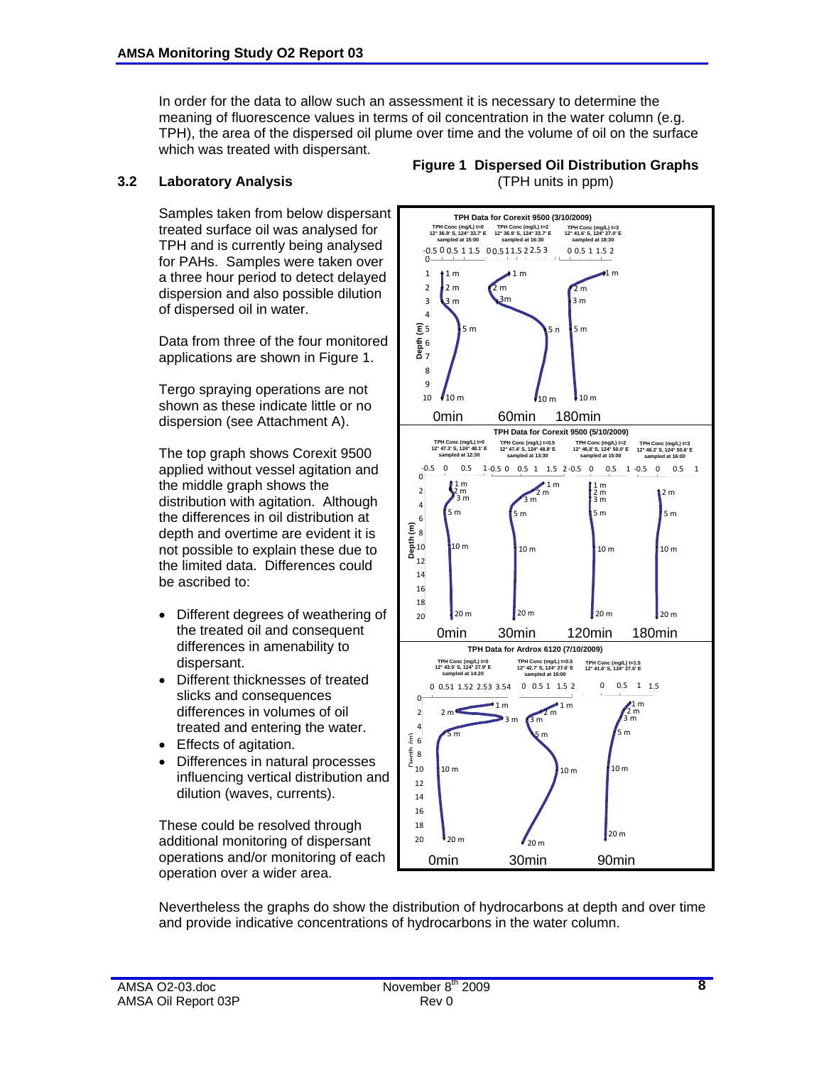In order for the data to allow such an assessment it is necessary to determine the meaning of fluorescence values in terms of oil concentration in the water column (e.g. TPH), the area of the dispersed oil plume over time and the volume of oil on the surface which was treated with dispersant.

## 3.2 Laboratory Analysis

Samples taken from below dispersant treated surface oil was analysed for TPH and is currently being analysed for PAHs. Samples were taken over a three hour period to detect delayed dispersion and also possible dilution of dispersed oil in water.

Data from three of the four monitored applications are shown in Figure 1.

Tergo spraying operations are not shown as these indicate little or no dispersion (see Attachment A).

The top graph shows Corexit 9500 applied without vessel agitation and the middle graph shows the distribution with agitation. Although the differences in oil distribution at depth and overtime are evident it is not possible to explain these due to the limited data. Differences could be ascribed to:

- Different degrees of weathering of the treated oil and consequent differences in amenability to dispersant.
- Different thicknesses of treated slicks and consequences differences in volumes of oil treated and entering the water.
- Effects of agitation.
- Differences in natural processes influencing vertical distribution and dilution (waves, currents).

These could be resolved through additional monitoring of dispersant operations and/or monitoring of each operation over a wider area.

**Figure 1 Dispersed Oil Distribution Graphs**
(TPH units in ppm)

Nevertheless the graphs do show the distribution of hydrocarbons at depth and over time and provide indicative concentrations of hydrocarbons in the water column.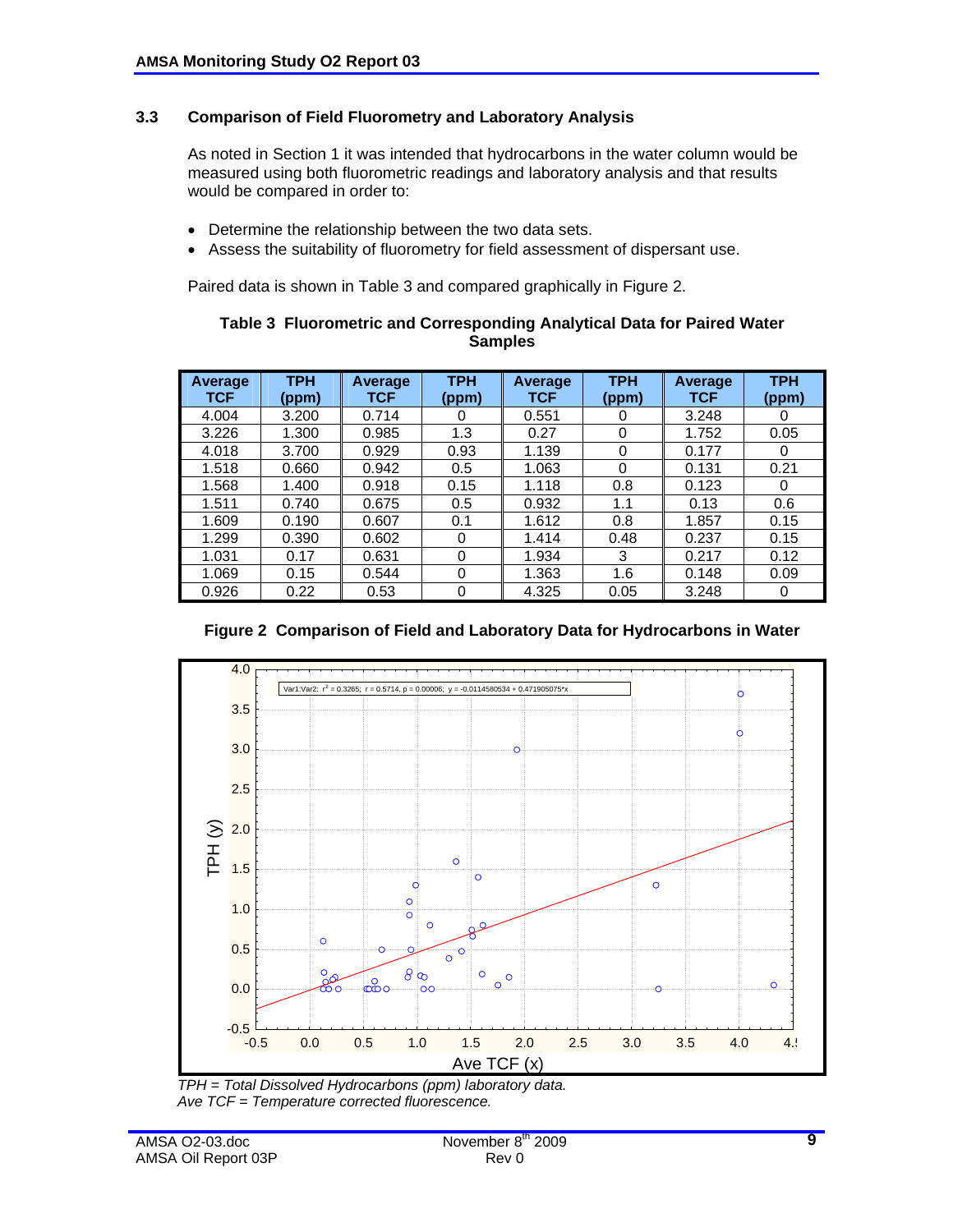### 3.3 Comparison of Field Fluorometry and Laboratory Analysis

As noted in Section 1 it was intended that hydrocarbons in the water column would be measured using both fluorometric readings and laboratory analysis and that results would be compared in order to:

- Determine the relationship between the two data sets.
- Assess the suitability of fluorometry for field assessment of dispersant use.

Paired data is shown in Table 3 and compared graphically in Figure 2.

**Table 3 Fluorometric and Corresponding Analytical Data for Paired Water Samples**

| Average TCF | TPH (ppm) | Average TCF | TPH (ppm) | Average TCF | TPH (ppm) | Average TCF | TPH (ppm) |
|---|---|---|---|---|---|---|---|
| 4.004 | 3.200 | 0.714 | 0 | 0.551 | 0 | 3.248 | 0 |
| 3.226 | 1.300 | 0.985 | 1.3 | 0.27 | 0 | 1.752 | 0.05 |
| 4.018 | 3.700 | 0.929 | 0.93 | 1.139 | 0 | 0.177 | 0 |
| 1.518 | 0.660 | 0.942 | 0.5 | 1.063 | 0 | 0.131 | 0.21 |
| 1.568 | 1.400 | 0.918 | 0.15 | 1.118 | 0.8 | 0.123 | 0 |
| 1.511 | 0.740 | 0.675 | 0.5 | 0.932 | 1.1 | 0.13 | 0.6 |
| 1.609 | 0.190 | 0.607 | 0.1 | 1.612 | 0.8 | 1.857 | 0.15 |
| 1.299 | 0.390 | 0.602 | 0 | 1.414 | 0.48 | 0.237 | 0.15 |
| 1.031 | 0.17 | 0.631 | 0 | 1.934 | 3 | 0.217 | 0.12 |
| 1.069 | 0.15 | 0.544 | 0 | 1.363 | 1.6 | 0.148 | 0.09 |
| 0.926 | 0.22 | 0.53 | 0 | 4.325 | 0.05 | 3.248 | 0 |

**Figure 2 Comparison of Field and Laboratory Data for Hydrocarbons in Water**

Var1:Var2: $r^2 = 0.3265$; $r = 0.5714$, $p = 0.00006$; $y = -0.0114580534 + 0.471905075*x$

*TPH = Total Dissolved Hydrocarbons (ppm) laboratory data.*
*Ave TCF = Temperature corrected fluorescence.*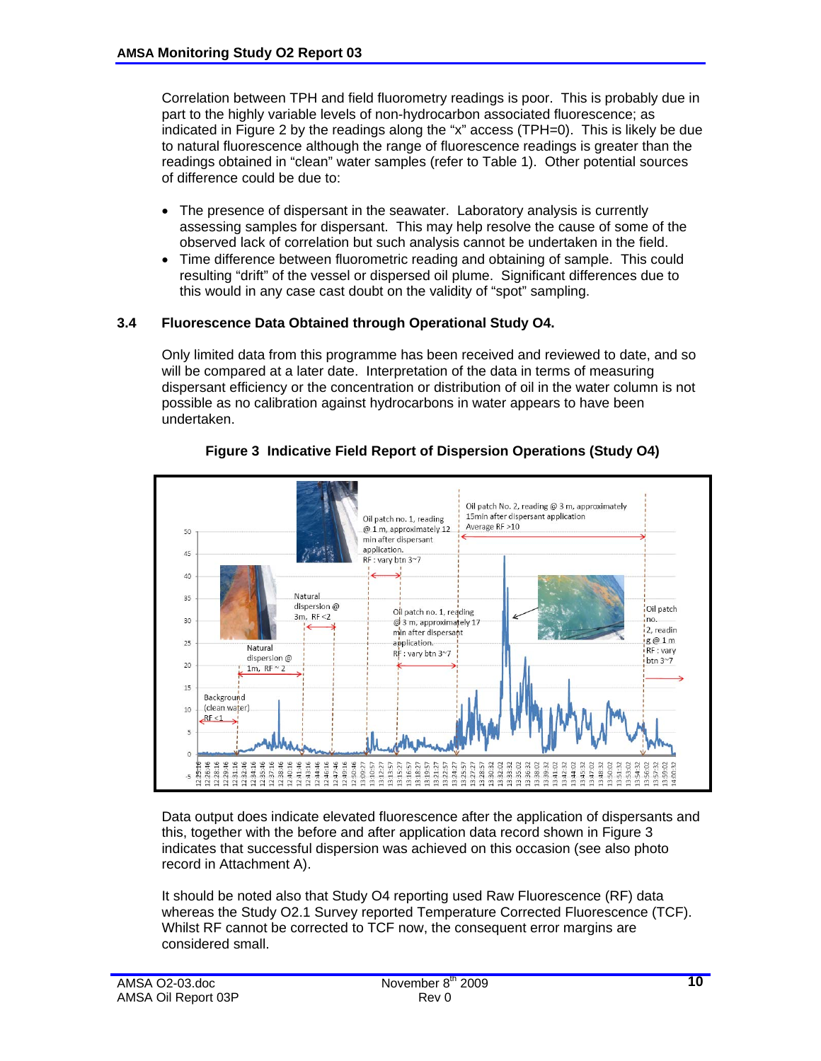Correlation between TPH and field fluorometry readings is poor. This is probably due in part to the highly variable levels of non-hydrocarbon associated fluorescence; as indicated in Figure 2 by the readings along the "x" access (TPH=0). This is likely be due to natural fluorescence although the range of fluorescence readings is greater than the readings obtained in "clean" water samples (refer to Table 1). Other potential sources of difference could be due to:

- The presence of dispersant in the seawater. Laboratory analysis is currently assessing samples for dispersant. This may help resolve the cause of some of the observed lack of correlation but such analysis cannot be undertaken in the field.
- Time difference between fluorometric reading and obtaining of sample. This could resulting "drift" of the vessel or dispersed oil plume. Significant differences due to this would in any case cast doubt on the validity of "spot" sampling.

### 3.4 Fluorescence Data Obtained through Operational Study O4.

Only limited data from this programme has been received and reviewed to date, and so will be compared at a later date. Interpretation of the data in terms of measuring dispersant efficiency or the concentration or distribution of oil in the water column is not possible as no calibration against hydrocarbons in water appears to have been undertaken.

**Figure 3 Indicative Field Report of Dispersion Operations (Study O4)**

Data output does indicate elevated fluorescence after the application of dispersants and this, together with the before and after application data record shown in Figure 3 indicates that successful dispersion was achieved on this occasion (see also photo record in Attachment A).

It should be noted also that Study O4 reporting used Raw Fluorescence (RF) data whereas the Study O2.1 Survey reported Temperature Corrected Fluorescence (TCF). Whilst RF cannot be corrected to TCF now, the consequent error margins are considered small.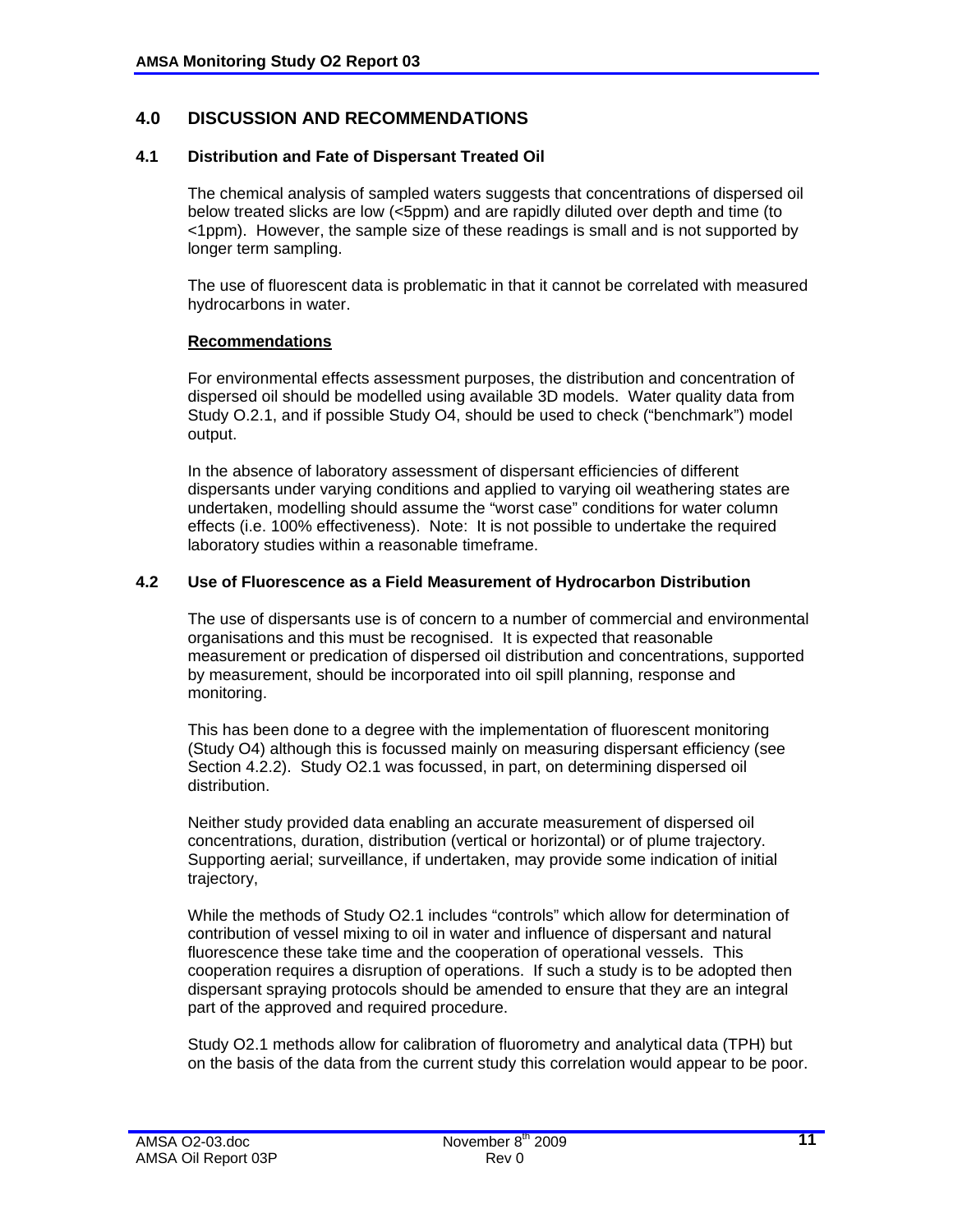# 4.0 DISCUSSION AND RECOMMENDATIONS

## 4.1 Distribution and Fate of Dispersant Treated Oil

The chemical analysis of sampled waters suggests that concentrations of dispersed oil below treated slicks are low (<5ppm) and are rapidly diluted over depth and time (to <1ppm). However, the sample size of these readings is small and is not supported by longer term sampling.

The use of fluorescent data is problematic in that it cannot be correlated with measured hydrocarbons in water.

**Recommendations**

For environmental effects assessment purposes, the distribution and concentration of dispersed oil should be modelled using available 3D models. Water quality data from Study O.2.1, and if possible Study O4, should be used to check ("benchmark") model output.

In the absence of laboratory assessment of dispersant efficiencies of different dispersants under varying conditions and applied to varying oil weathering states are undertaken, modelling should assume the "worst case" conditions for water column effects (i.e. 100% effectiveness). Note: It is not possible to undertake the required laboratory studies within a reasonable timeframe.

## 4.2 Use of Fluorescence as a Field Measurement of Hydrocarbon Distribution

The use of dispersants use is of concern to a number of commercial and environmental organisations and this must be recognised. It is expected that reasonable measurement or predication of dispersed oil distribution and concentrations, supported by measurement, should be incorporated into oil spill planning, response and monitoring.

This has been done to a degree with the implementation of fluorescent monitoring (Study O4) although this is focussed mainly on measuring dispersant efficiency (see Section 4.2.2). Study O2.1 was focussed, in part, on determining dispersed oil distribution.

Neither study provided data enabling an accurate measurement of dispersed oil concentrations, duration, distribution (vertical or horizontal) or of plume trajectory. Supporting aerial; surveillance, if undertaken, may provide some indication of initial trajectory,

While the methods of Study O2.1 includes "controls" which allow for determination of contribution of vessel mixing to oil in water and influence of dispersant and natural fluorescence these take time and the cooperation of operational vessels. This cooperation requires a disruption of operations. If such a study is to be adopted then dispersant spraying protocols should be amended to ensure that they are an integral part of the approved and required procedure.

Study O2.1 methods allow for calibration of fluorometry and analytical data (TPH) but on the basis of the data from the current study this correlation would appear to be poor.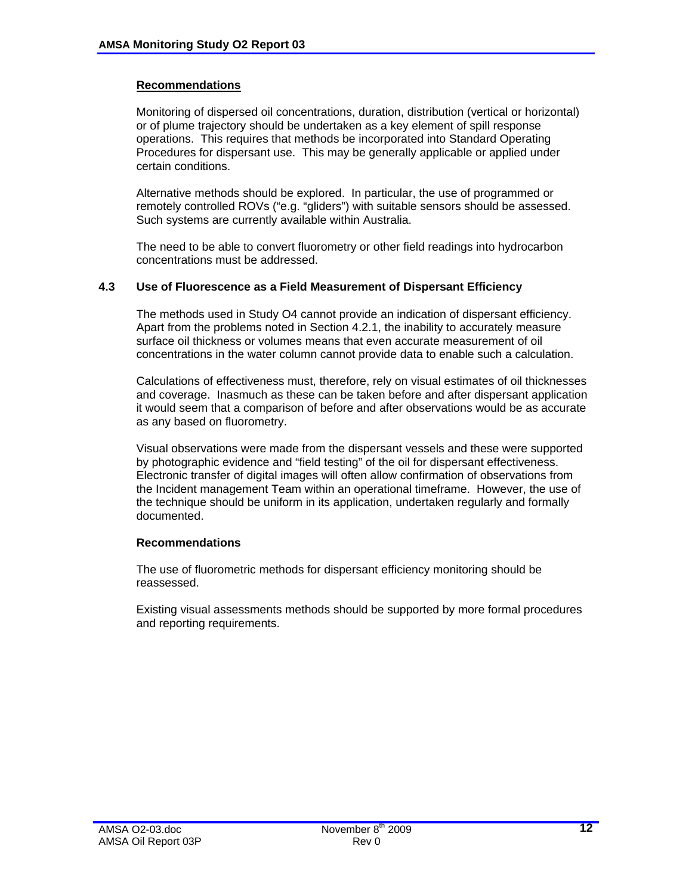**Recommendations**

Monitoring of dispersed oil concentrations, duration, distribution (vertical or horizontal) or of plume trajectory should be undertaken as a key element of spill response operations. This requires that methods be incorporated into Standard Operating Procedures for dispersant use. This may be generally applicable or applied under certain conditions.

Alternative methods should be explored. In particular, the use of programmed or remotely controlled ROVs ("e.g. "gliders") with suitable sensors should be assessed. Such systems are currently available within Australia.

The need to be able to convert fluorometry or other field readings into hydrocarbon concentrations must be addressed.

## 4.3 Use of Fluorescence as a Field Measurement of Dispersant Efficiency

The methods used in Study O4 cannot provide an indication of dispersant efficiency. Apart from the problems noted in Section 4.2.1, the inability to accurately measure surface oil thickness or volumes means that even accurate measurement of oil concentrations in the water column cannot provide data to enable such a calculation.

Calculations of effectiveness must, therefore, rely on visual estimates of oil thicknesses and coverage. Inasmuch as these can be taken before and after dispersant application it would seem that a comparison of before and after observations would be as accurate as any based on fluorometry.

Visual observations were made from the dispersant vessels and these were supported by photographic evidence and "field testing" of the oil for dispersant effectiveness. Electronic transfer of digital images will often allow confirmation of observations from the Incident management Team within an operational timeframe. However, the use of the technique should be uniform in its application, undertaken regularly and formally documented.

**Recommendations**

The use of fluorometric methods for dispersant efficiency monitoring should be reassessed.

Existing visual assessments methods should be supported by more formal procedures and reporting requirements.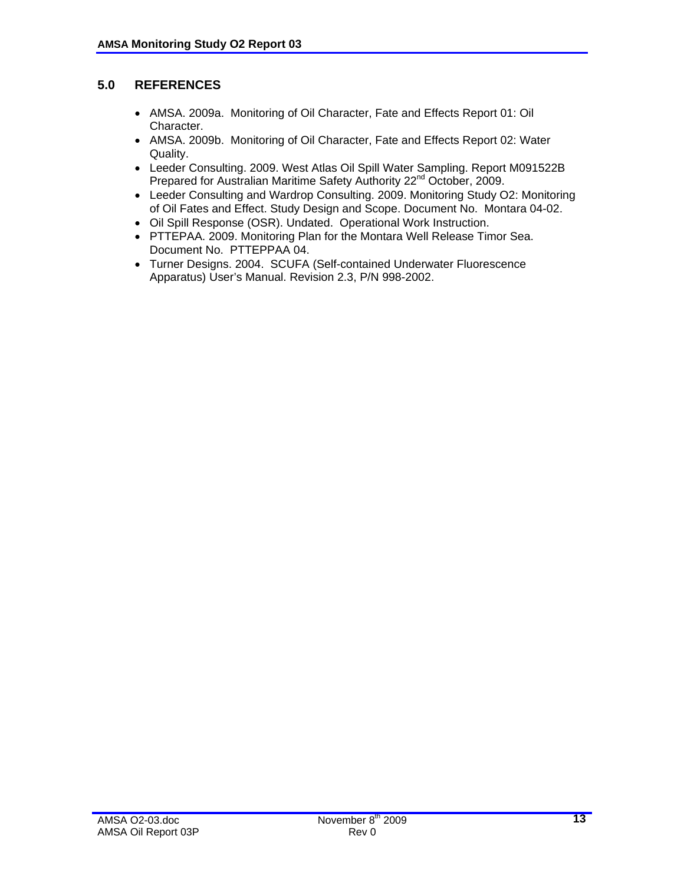## 5.0 REFERENCES

- AMSA. 2009a. Monitoring of Oil Character, Fate and Effects Report 01: Oil Character.
- AMSA. 2009b. Monitoring of Oil Character, Fate and Effects Report 02: Water Quality.
- Leeder Consulting. 2009. West Atlas Oil Spill Water Sampling. Report M091522B Prepared for Australian Maritime Safety Authority 22nd October, 2009.
- Leeder Consulting and Wardrop Consulting. 2009. Monitoring Study O2: Monitoring of Oil Fates and Effect. Study Design and Scope. Document No. Montara 04-02.
- Oil Spill Response (OSR). Undated. Operational Work Instruction.
- PTTEPAA. 2009. Monitoring Plan for the Montara Well Release Timor Sea. Document No. PTTEPPAA 04.
- Turner Designs. 2004. SCUFA (Self-contained Underwater Fluorescence Apparatus) User's Manual. Revision 2.3, P/N 998-2002.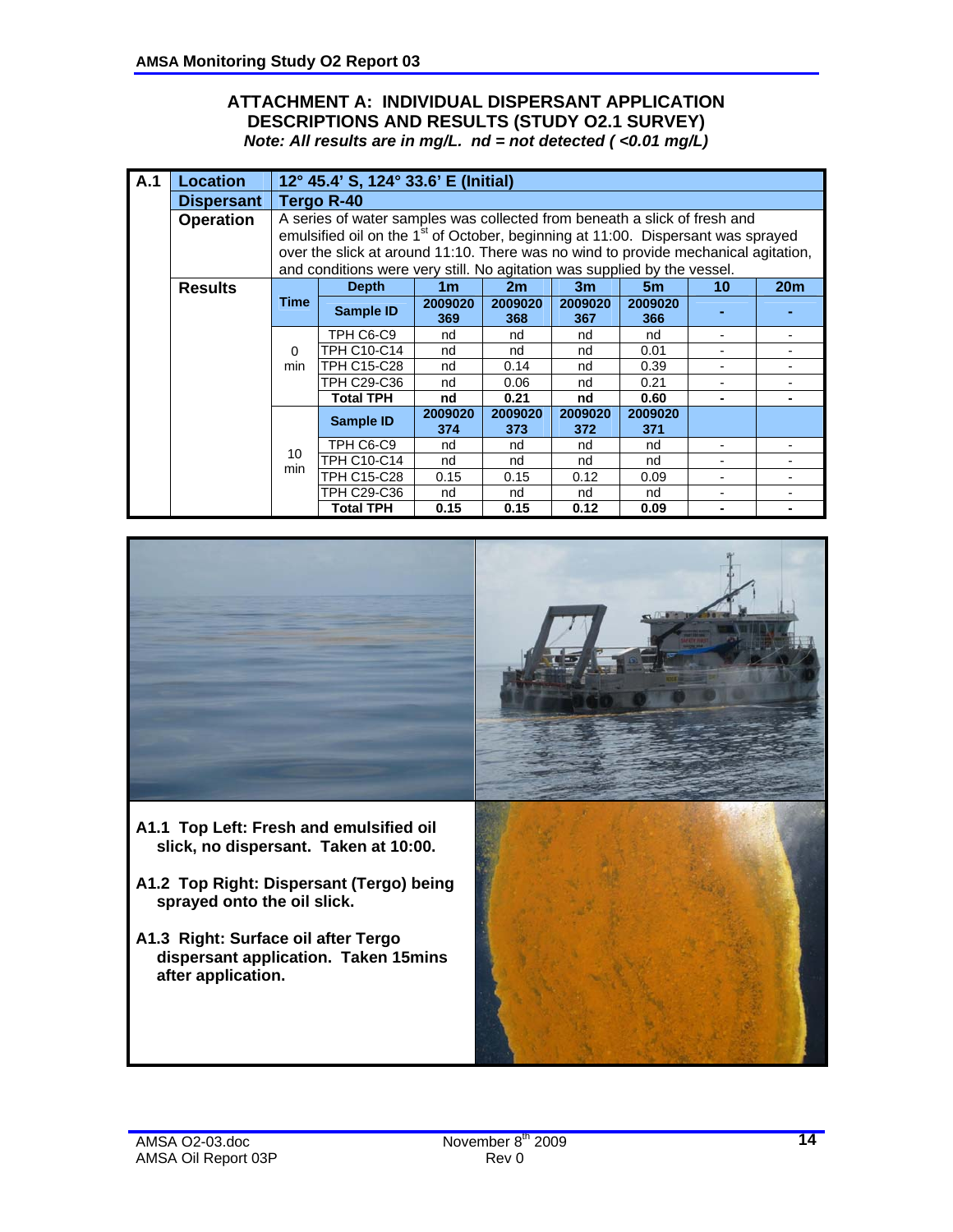## ATTACHMENT A: INDIVIDUAL DISPERSANT APPLICATION DESCRIPTIONS AND RESULTS (STUDY O2.1 SURVEY)

***Note: All results are in mg/L. nd = not detected ( <0.01 mg/L)***

| A.1 | **Location** | **12° 45.4' S, 124° 33.6' E (Initial)** | | | | | | | |
|---|---|---|---|---|---|---|---|---|---|
| | **Dispersant** | **Tergo R-40** | | | | | | | |
| | **Operation** | A series of water samples was collected from beneath a slick of fresh and emulsified oil on the 1st of October, beginning at 11:00. Dispersant was sprayed over the slick at around 11:10. There was no wind to provide mechanical agitation, and conditions were very still. No agitation was supplied by the vessel. | | | | | | | |
| | **Results** | | **Depth** | **1m** | **2m** | **3m** | **5m** | **10** | **20m** |
| | | **Time** | **Sample ID** | **2009020369** | **2009020368** | **2009020367** | **2009020366** | **-** | **-** |
| | | 0 min | TPH C6-C9 | nd | nd | nd | nd | - | - |
| | | | TPH C10-C14 | nd | nd | nd | 0.01 | - | - |
| | | | TPH C15-C28 | nd | 0.14 | nd | 0.39 | - | - |
| | | | TPH C29-C36 | nd | 0.06 | nd | 0.21 | - | - |
| | | | **Total TPH** | **nd** | **0.21** | **nd** | **0.60** | **-** | **-** |
| | | | **Sample ID** | **2009020374** | **2009020373** | **2009020372** | **2009020371** | | |
| | | 10 min | TPH C6-C9 | nd | nd | nd | nd | - | - |
| | | | TPH C10-C14 | nd | nd | nd | nd | - | - |
| | | | TPH C15-C28 | 0.15 | 0.15 | 0.12 | 0.09 | - | - |
| | | | TPH C29-C36 | nd | nd | nd | nd | - | - |
| | | | **Total TPH** | **0.15** | **0.15** | **0.12** | **0.09** | **-** | **-** |

**A1.1 Top Left: Fresh and emulsified oil slick, no dispersant. Taken at 10:00.**

**A1.2 Top Right: Dispersant (Tergo) being sprayed onto the oil slick.**

**A1.3 Right: Surface oil after Tergo dispersant application. Taken 15mins after application.**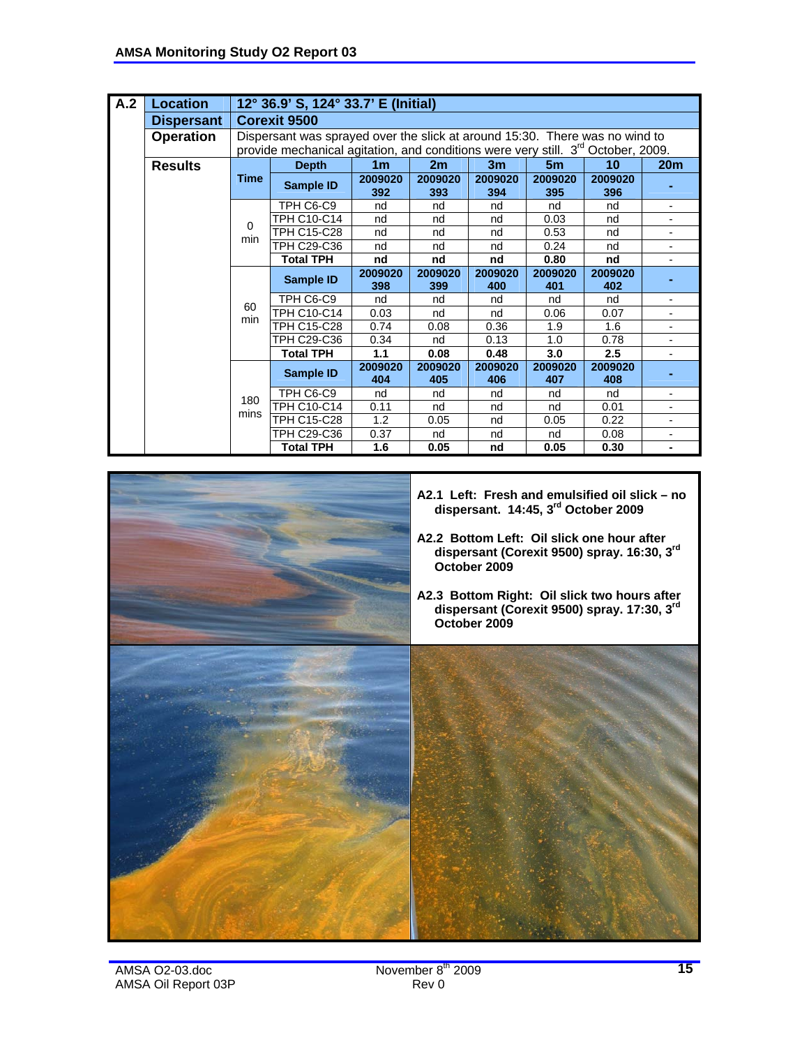| A.2 | Location | 12° 36.9' S, 124° 33.7' E (Initial) | | | | | | |
|---|---|---|---|---|---|---|---|---|
| | **Dispersant** | **Corexit 9500** | | | | | | |
| | **Operation** | Dispersant was sprayed over the slick at around 15:30. There was no wind to provide mechanical agitation, and conditions were very still. 3rd October, 2009. | | | | | | |
| | **Results** | | **Depth** | **1m** | **2m** | **3m** | **5m** | **10** | **20m** |
| | | **Time** | **Sample ID** | **2009020392** | **2009020393** | **2009020394** | **2009020395** | **2009020396** | **-** |
| | | 0 min | TPH C6-C9 | nd | nd | nd | nd | nd | - |
| | | | TPH C10-C14 | nd | nd | nd | 0.03 | nd | - |
| | | | TPH C15-C28 | nd | nd | nd | 0.53 | nd | - |
| | | | TPH C29-C36 | nd | nd | nd | 0.24 | nd | - |
| | | | **Total TPH** | **nd** | **nd** | **nd** | **0.80** | **nd** | - |
| | | 60 min | **Sample ID** | **2009020398** | **2009020399** | **2009020400** | **2009020401** | **2009020402** | **-** |
| | | | TPH C6-C9 | nd | nd | nd | nd | nd | - |
| | | | TPH C10-C14 | 0.03 | nd | nd | 0.06 | 0.07 | - |
| | | | TPH C15-C28 | 0.74 | 0.08 | 0.36 | 1.9 | 1.6 | - |
| | | | TPH C29-C36 | 0.34 | nd | 0.13 | 1.0 | 0.78 | - |
| | | | **Total TPH** | **1.1** | **0.08** | **0.48** | **3.0** | **2.5** | - |
| | | 180 mins | **Sample ID** | **2009020404** | **2009020405** | **2009020406** | **2009020407** | **2009020408** | **-** |
| | | | TPH C6-C9 | nd | nd | nd | nd | nd | - |
| | | | TPH C10-C14 | 0.11 | nd | nd | nd | 0.01 | - |
| | | | TPH C15-C28 | 1.2 | 0.05 | nd | 0.05 | 0.22 | - |
| | | | TPH C29-C36 | 0.37 | nd | nd | nd | 0.08 | - |
| | | | **Total TPH** | **1.6** | **0.05** | **nd** | **0.05** | **0.30** | **-** |

**A2.1 Left: Fresh and emulsified oil slick – no dispersant. 14:45, 3rd October 2009**

**A2.2 Bottom Left: Oil slick one hour after dispersant (Corexit 9500) spray. 16:30, 3rd October 2009**

**A2.3 Bottom Right: Oil slick two hours after dispersant (Corexit 9500) spray. 17:30, 3rd October 2009**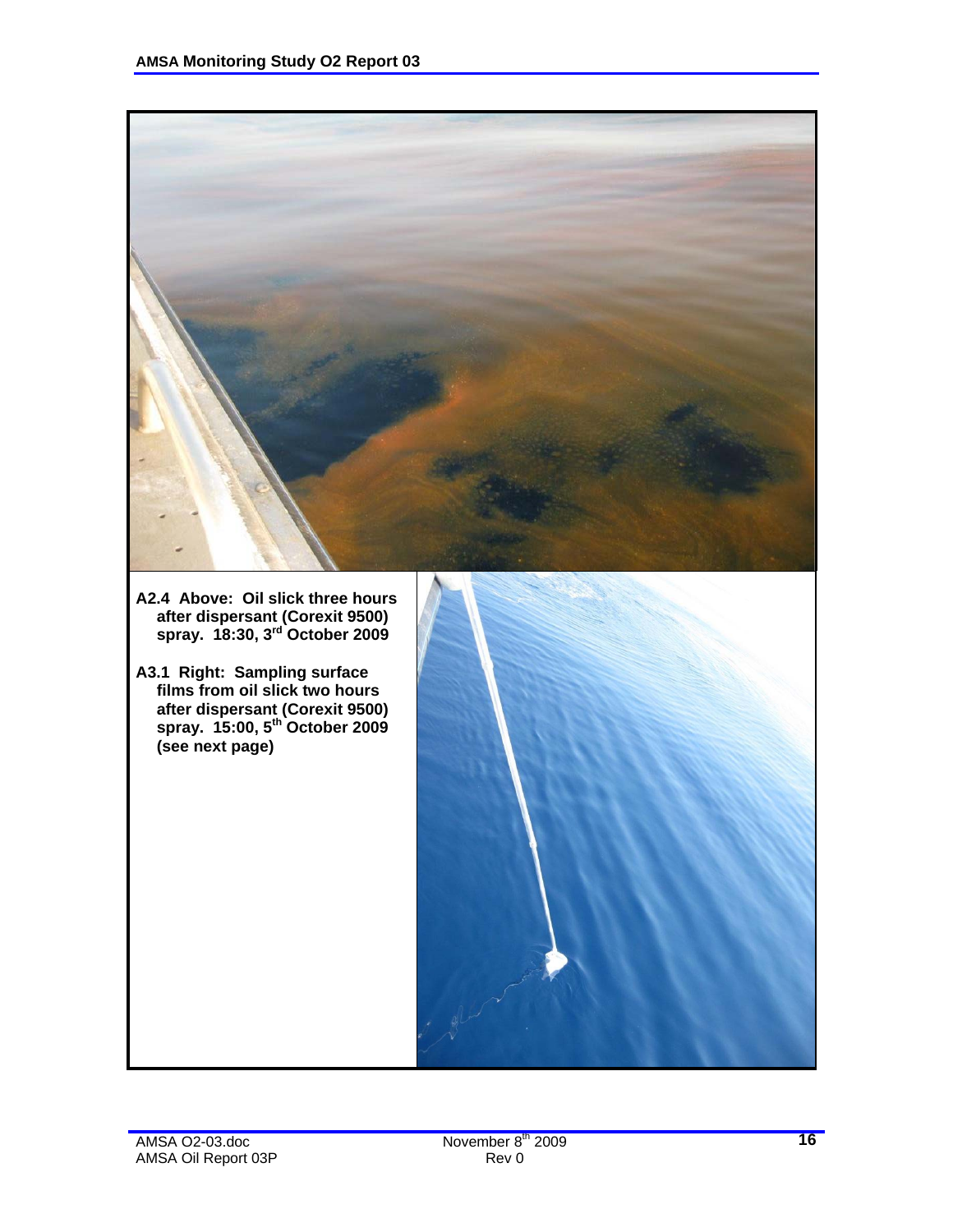**A2.4 Above: Oil slick three hours after dispersant (Corexit 9500) spray. 18:30, 3rd October 2009**

**A3.1 Right: Sampling surface films from oil slick two hours after dispersant (Corexit 9500) spray. 15:00, 5th October 2009 (see next page)**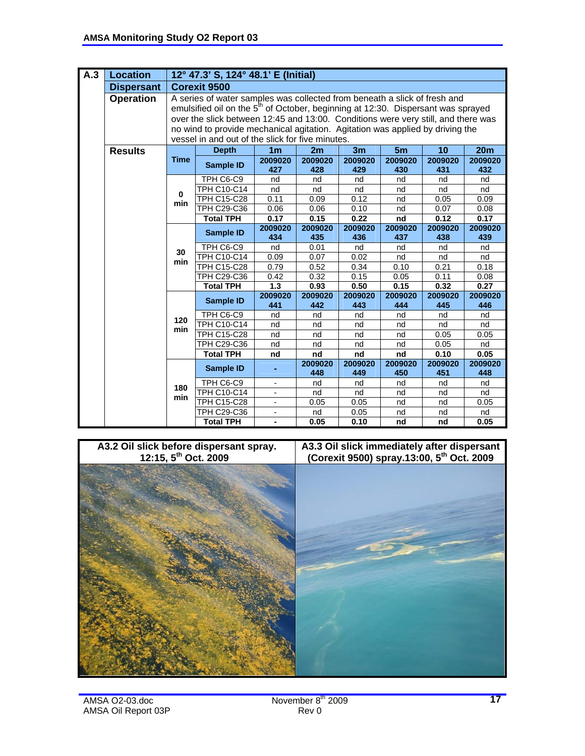| A.3 | Location | 12° 47.3' S, 124° 48.1' E (Initial) | | | | | | | |
|---|---|---|---|---|---|---|---|---|---|
| | **Dispersant** | **Corexit 9500** | | | | | | | |
| | **Operation** | A series of water samples was collected from beneath a slick of fresh and emulsified oil on the 5th of October, beginning at 12:30. Dispersant was sprayed over the slick between 12:45 and 13:00. Conditions were very still, and there was no wind to provide mechanical agitation. Agitation was applied by driving the vessel in and out of the slick for five minutes. | | | | | | | |
| | **Results** | **Time** | **Depth** | **1m** | **2m** | **3m** | **5m** | **10** | **20m** |
| | | | **Sample ID** | **2009020427** | **2009020428** | **2009020429** | **2009020430** | **2009020431** | **2009020432** |
| | | **0 min** | TPH C6-C9 | nd | nd | nd | nd | nd | nd |
| | | | TPH C10-C14 | nd | nd | nd | nd | nd | nd |
| | | | TPH C15-C28 | 0.11 | 0.09 | 0.12 | nd | 0.05 | 0.09 |
| | | | TPH C29-C36 | 0.06 | 0.06 | 0.10 | nd | 0.07 | 0.08 |
| | | | **Total TPH** | **0.17** | **0.15** | **0.22** | **nd** | **0.12** | **0.17** |
| | | **30 min** | **Sample ID** | **2009020434** | **2009020435** | **2009020436** | **2009020437** | **2009020438** | **2009020439** |
| | | | TPH C6-C9 | nd | 0.01 | nd | nd | nd | nd |
| | | | TPH C10-C14 | 0.09 | 0.07 | 0.02 | nd | nd | nd |
| | | | TPH C15-C28 | 0.79 | 0.52 | 0.34 | 0.10 | 0.21 | 0.18 |
| | | | TPH C29-C36 | 0.42 | 0.32 | 0.15 | 0.05 | 0.11 | 0.08 |
| | | | **Total TPH** | **1.3** | **0.93** | **0.50** | **0.15** | **0.32** | **0.27** |
| | | **120 min** | **Sample ID** | **2009020441** | **2009020442** | **2009020443** | **2009020444** | **2009020445** | **2009020446** |
| | | | TPH C6-C9 | nd | nd | nd | nd | nd | nd |
| | | | TPH C10-C14 | nd | nd | nd | nd | nd | nd |
| | | | TPH C15-C28 | nd | nd | nd | nd | 0.05 | 0.05 |
| | | | TPH C29-C36 | nd | nd | nd | nd | 0.05 | nd |
| | | | **Total TPH** | **nd** | **nd** | **nd** | **nd** | **0.10** | **0.05** |
| | | **180 min** | **Sample ID** | **-** | **2009020448** | **2009020449** | **2009020450** | **2009020451** | **2009020448** |
| | | | TPH C6-C9 | - | nd | nd | nd | nd | nd |
| | | | TPH C10-C14 | - | nd | nd | nd | nd | nd |
| | | | TPH C15-C28 | - | 0.05 | 0.05 | nd | nd | 0.05 |
| | | | TPH C29-C36 | - | nd | 0.05 | nd | nd | nd |
| | | | **Total TPH** | **-** | **0.05** | **0.10** | **nd** | **nd** | **0.05** |

**A3.2 Oil slick before dispersant spray. 12:15, 5th Oct. 2009**

**A3.3 Oil slick immediately after dispersant (Corexit 9500) spray.13:00, 5th Oct. 2009**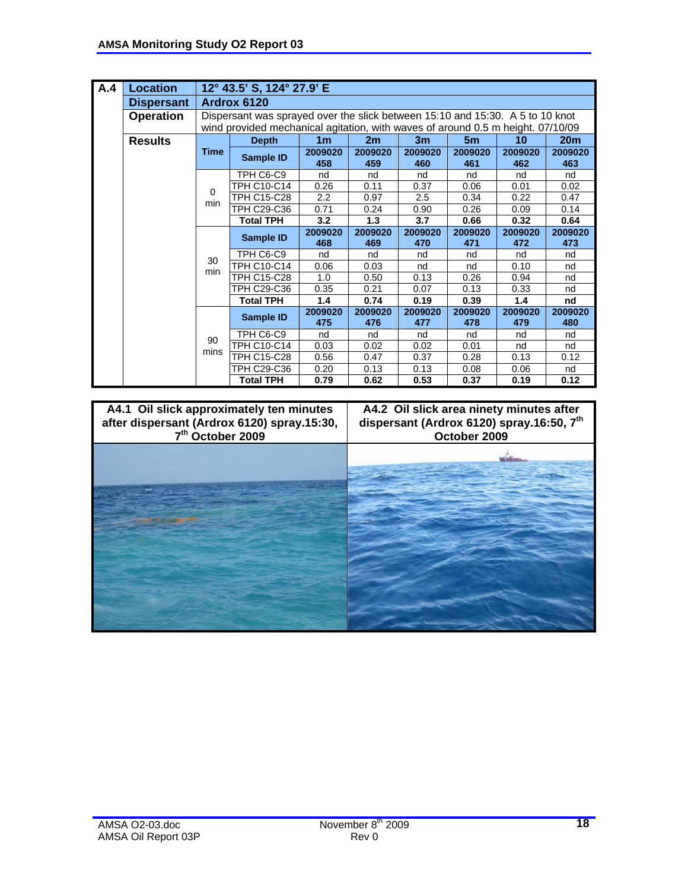| A.4 | Location | 12° 43.5' S, 124° 27.9' E | | | | | | | |
|---|---|---|---|---|---|---|---|---|---|
| | Dispersant | Ardrox 6120 | | | | | | | |
| | Operation | Dispersant was sprayed over the slick between 15:10 and 15:30. A 5 to 10 knot wind provided mechanical agitation, with waves of around 0.5 m height. 07/10/09 | | | | | | | |
| | Results | Time | Depth | 1m | 2m | 3m | 5m | 10 | 20m |
| | | | Sample ID | 2009020458 | 2009020459 | 2009020460 | 2009020461 | 2009020462 | 2009020463 |
| | | 0 min | TPH C6-C9 | nd | nd | nd | nd | nd | nd |
| | | | TPH C10-C14 | 0.26 | 0.11 | 0.37 | 0.06 | 0.01 | 0.02 |
| | | | TPH C15-C28 | 2.2 | 0.97 | 2.5 | 0.34 | 0.22 | 0.47 |
| | | | TPH C29-C36 | 0.71 | 0.24 | 0.90 | 0.26 | 0.09 | 0.14 |
| | | | **Total TPH** | **3.2** | **1.3** | **3.7** | **0.66** | **0.32** | **0.64** |
| | | 30 min | Sample ID | 2009020468 | 2009020469 | 2009020470 | 2009020471 | 2009020472 | 2009020473 |
| | | | TPH C6-C9 | nd | nd | nd | nd | nd | nd |
| | | | TPH C10-C14 | 0.06 | 0.03 | nd | nd | 0.10 | nd |
| | | | TPH C15-C28 | 1.0 | 0.50 | 0.13 | 0.26 | 0.94 | nd |
| | | | TPH C29-C36 | 0.35 | 0.21 | 0.07 | 0.13 | 0.33 | nd |
| | | | **Total TPH** | **1.4** | **0.74** | **0.19** | **0.39** | **1.4** | **nd** |
| | | 90 mins | Sample ID | 2009020475 | 2009020476 | 2009020477 | 2009020478 | 2009020479 | 2009020480 |
| | | | TPH C6-C9 | nd | nd | nd | nd | nd | nd |
| | | | TPH C10-C14 | 0.03 | 0.02 | 0.02 | 0.01 | nd | nd |
| | | | TPH C15-C28 | 0.56 | 0.47 | 0.37 | 0.28 | 0.13 | 0.12 |
| | | | TPH C29-C36 | 0.20 | 0.13 | 0.13 | 0.08 | 0.06 | nd |
| | | | **Total TPH** | **0.79** | **0.62** | **0.53** | **0.37** | **0.19** | **0.12** |

**A4.1 Oil slick approximately ten minutes after dispersant (Ardrox 6120) spray.15:30, 7th October 2009**

**A4.2 Oil slick area ninety minutes after dispersant (Ardrox 6120) spray.16:50, 7th October 2009**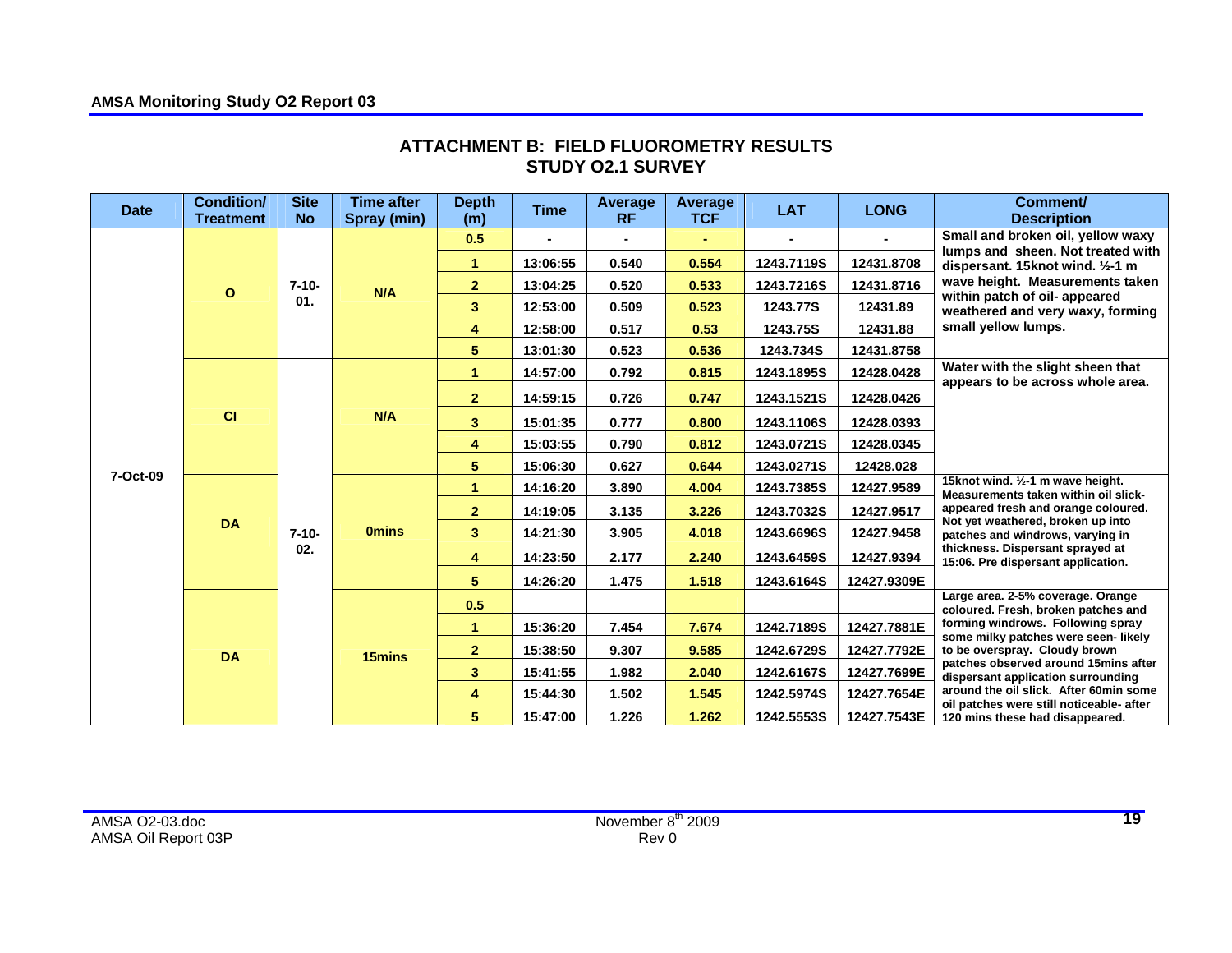## ATTACHMENT B: FIELD FLUOROMETRY RESULTS
## STUDY O2.1 SURVEY

| Date | Condition/ Treatment | Site No | Time after Spray (min) | Depth (m) | Time | Average RF | Average TCF | LAT | LONG | Comment/ Description |
|---|---|---|---|---|---|---|---|---|---|---|
| 7-Oct-09 | O | 7-10-01. | N/A | 0.5 | - | - | - | - | - | Small and broken oil, yellow waxy lumps and sheen. Not treated with dispersant. 15knot wind. ½-1 m wave height. Measurements taken within patch of oil- appeared weathered and very waxy, forming small yellow lumps. |
| | | | | 1 | 13:06:55 | 0.540 | 0.554 | 1243.7119S | 12431.8708 | |
| | | | | 2 | 13:04:25 | 0.520 | 0.533 | 1243.7216S | 12431.8716 | |
| | | | | 3 | 12:53:00 | 0.509 | 0.523 | 1243.77S | 12431.89 | |
| | | | | 4 | 12:58:00 | 0.517 | 0.53 | 1243.75S | 12431.88 | |
| | | | | 5 | 13:01:30 | 0.523 | 0.536 | 1243.734S | 12431.8758 | |
| | CI | 7-10-02. | N/A | 1 | 14:57:00 | 0.792 | 0.815 | 1243.1895S | 12428.0428 | Water with the slight sheen that appears to be across whole area. |
| | | | | 2 | 14:59:15 | 0.726 | 0.747 | 1243.1521S | 12428.0426 | |
| | | | | 3 | 15:01:35 | 0.777 | 0.800 | 1243.1106S | 12428.0393 | |
| | | | | 4 | 15:03:55 | 0.790 | 0.812 | 1243.0721S | 12428.0345 | |
| | | | | 5 | 15:06:30 | 0.627 | 0.644 | 1243.0271S | 12428.028 | |
| | DA | | 0mins | 1 | 14:16:20 | 3.890 | 4.004 | 1243.7385S | 12427.9589 | 15knot wind. ½-1 m wave height. Measurements taken within oil slick- appeared fresh and orange coloured. Not yet weathered, broken up into patches and windrows, varying in thickness. Dispersant sprayed at 15:06. Pre dispersant application. |
| | | | | 2 | 14:19:05 | 3.135 | 3.226 | 1243.7032S | 12427.9517 | |
| | | | | 3 | 14:21:30 | 3.905 | 4.018 | 1243.6696S | 12427.9458 | |
| | | | | 4 | 14:23:50 | 2.177 | 2.240 | 1243.6459S | 12427.9394 | |
| | | | | 5 | 14:26:20 | 1.475 | 1.518 | 1243.6164S | 12427.9309E | |
| | DA | | 15mins | 0.5 | | | | | | Large area. 2-5% coverage. Orange coloured. Fresh, broken patches and forming windrows. Following spray some milky patches were seen- likely to be overspray. Cloudy brown patches observed around 15mins after dispersant application surrounding around the oil slick. After 60min some oil patches were still noticeable- after 120 mins these had disappeared. |
| | | | | 1 | 15:36:20 | 7.454 | 7.674 | 1242.7189S | 12427.7881E | |
| | | | | 2 | 15:38:50 | 9.307 | 9.585 | 1242.6729S | 12427.7792E | |
| | | | | 3 | 15:41:55 | 1.982 | 2.040 | 1242.6167S | 12427.7699E | |
| | | | | 4 | 15:44:30 | 1.502 | 1.545 | 1242.5974S | 12427.7654E | |
| | | | | 5 | 15:47:00 | 1.226 | 1.262 | 1242.5553S | 12427.7543E | |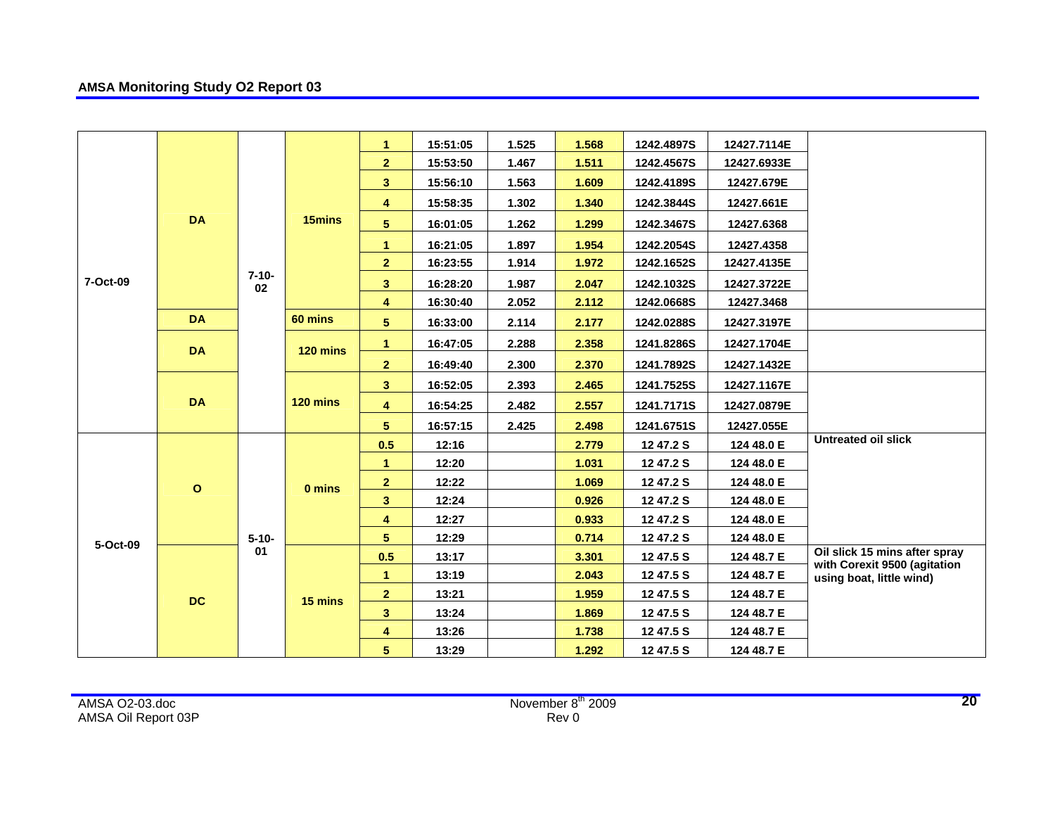| 7-Oct-09 | DA | 7-10-02 | 15mins | 1 | 15:51:05 | 1.525 | 1.568 | 1242.4897S | 12427.7114E | |
|---|---|---|---|---|---|---|---|---|---|---|
| | | | | 2 | 15:53:50 | 1.467 | 1.511 | 1242.4567S | 12427.6933E | |
| | | | | 3 | 15:56:10 | 1.563 | 1.609 | 1242.4189S | 12427.679E | |
| | | | | 4 | 15:58:35 | 1.302 | 1.340 | 1242.3844S | 12427.661E | |
| | | | | 5 | 16:01:05 | 1.262 | 1.299 | 1242.3467S | 12427.6368 | |
| | | | | 1 | 16:21:05 | 1.897 | 1.954 | 1242.2054S | 12427.4358 | |
| | | | | 2 | 16:23:55 | 1.914 | 1.972 | 1242.1652S | 12427.4135E | |
| | | | | 3 | 16:28:20 | 1.987 | 2.047 | 1242.1032S | 12427.3722E | |
| | | | | 4 | 16:30:40 | 2.052 | 2.112 | 1242.0668S | 12427.3468 | |
| | DA | | 60 mins | 5 | 16:33:00 | 2.114 | 2.177 | 1242.0288S | 12427.3197E | |
| | DA | | 120 mins | 1 | 16:47:05 | 2.288 | 2.358 | 1241.8286S | 12427.1704E | |
| | | | | 2 | 16:49:40 | 2.300 | 2.370 | 1241.7892S | 12427.1432E | |
| | DA | | 120 mins | 3 | 16:52:05 | 2.393 | 2.465 | 1241.7525S | 12427.1167E | |
| | | | | 4 | 16:54:25 | 2.482 | 2.557 | 1241.7171S | 12427.0879E | |
| | | | | 5 | 16:57:15 | 2.425 | 2.498 | 1241.6751S | 12427.055E | |
| 5-Oct-09 | O | 5-10-01 | 0 mins | 0.5 | 12:16 | | 2.779 | 12 47.2 S | 124 48.0 E | Untreated oil slick |
| | | | | 1 | 12:20 | | 1.031 | 12 47.2 S | 124 48.0 E | |
| | | | | 2 | 12:22 | | 1.069 | 12 47.2 S | 124 48.0 E | |
| | | | | 3 | 12:24 | | 0.926 | 12 47.2 S | 124 48.0 E | |
| | | | | 4 | 12:27 | | 0.933 | 12 47.2 S | 124 48.0 E | |
| | | | | 5 | 12:29 | | 0.714 | 12 47.2 S | 124 48.0 E | |
| | DC | | 15 mins | 0.5 | 13:17 | | 3.301 | 12 47.5 S | 124 48.7 E | Oil slick 15 mins after spray with Corexit 9500 (agitation using boat, little wind) |
| | | | | 1 | 13:19 | | 2.043 | 12 47.5 S | 124 48.7 E | |
| | | | | 2 | 13:21 | | 1.959 | 12 47.5 S | 124 48.7 E | |
| | | | | 3 | 13:24 | | 1.869 | 12 47.5 S | 124 48.7 E | |
| | | | | 4 | 13:26 | | 1.738 | 12 47.5 S | 124 48.7 E | |
| | | | | 5 | 13:29 | | 1.292 | 12 47.5 S | 124 48.7 E | |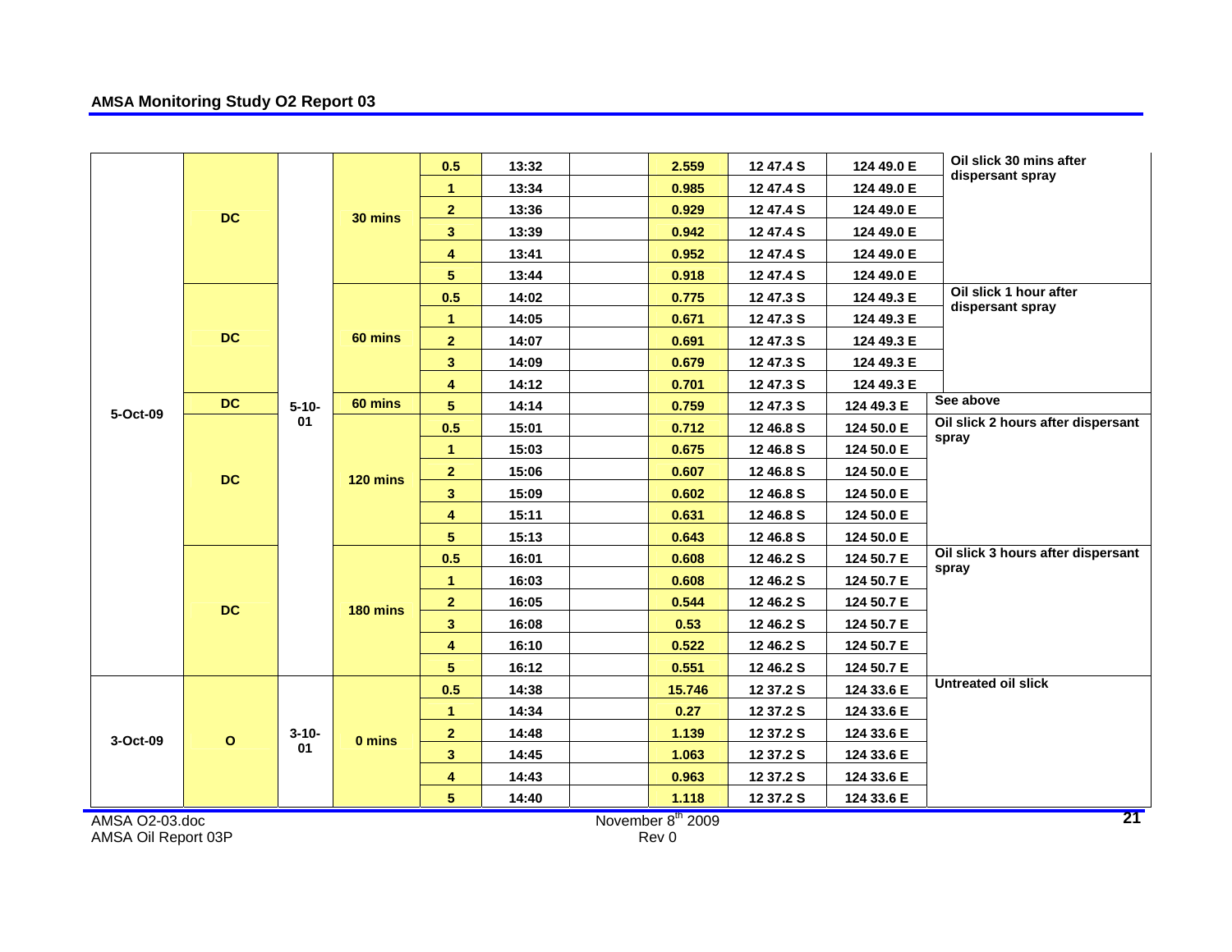| 5-Oct-09 | DC | 5-10-01 | 30 mins | 0.5 | 13:32 | | 2.559 | 12 47.4 S | 124 49.0 E | Oil slick 30 mins after dispersant spray |
|---|---|---|---|---|---|---|---|---|---|---|
| | | | | 1 | 13:34 | | 0.985 | 12 47.4 S | 124 49.0 E | |
| | | | | 2 | 13:36 | | 0.929 | 12 47.4 S | 124 49.0 E | |
| | | | | 3 | 13:39 | | 0.942 | 12 47.4 S | 124 49.0 E | |
| | | | | 4 | 13:41 | | 0.952 | 12 47.4 S | 124 49.0 E | |
| | | | | 5 | 13:44 | | 0.918 | 12 47.4 S | 124 49.0 E | |
| | DC | | 60 mins | 0.5 | 14:02 | | 0.775 | 12 47.3 S | 124 49.3 E | Oil slick 1 hour after dispersant spray |
| | | | | 1 | 14:05 | | 0.671 | 12 47.3 S | 124 49.3 E | |
| | | | | 2 | 14:07 | | 0.691 | 12 47.3 S | 124 49.3 E | |
| | | | | 3 | 14:09 | | 0.679 | 12 47.3 S | 124 49.3 E | |
| | | | | 4 | 14:12 | | 0.701 | 12 47.3 S | 124 49.3 E | |
| | DC | | 60 mins | 5 | 14:14 | | 0.759 | 12 47.3 S | 124 49.3 E | See above |
| | DC | | 120 mins | 0.5 | 15:01 | | 0.712 | 12 46.8 S | 124 50.0 E | Oil slick 2 hours after dispersant spray |
| | | | | 1 | 15:03 | | 0.675 | 12 46.8 S | 124 50.0 E | |
| | | | | 2 | 15:06 | | 0.607 | 12 46.8 S | 124 50.0 E | |
| | | | | 3 | 15:09 | | 0.602 | 12 46.8 S | 124 50.0 E | |
| | | | | 4 | 15:11 | | 0.631 | 12 46.8 S | 124 50.0 E | |
| | | | | 5 | 15:13 | | 0.643 | 12 46.8 S | 124 50.0 E | |
| | DC | | 180 mins | 0.5 | 16:01 | | 0.608 | 12 46.2 S | 124 50.7 E | Oil slick 3 hours after dispersant spray |
| | | | | 1 | 16:03 | | 0.608 | 12 46.2 S | 124 50.7 E | |
| | | | | 2 | 16:05 | | 0.544 | 12 46.2 S | 124 50.7 E | |
| | | | | 3 | 16:08 | | 0.53 | 12 46.2 S | 124 50.7 E | |
| | | | | 4 | 16:10 | | 0.522 | 12 46.2 S | 124 50.7 E | |
| | | | | 5 | 16:12 | | 0.551 | 12 46.2 S | 124 50.7 E | |
| 3-Oct-09 | O | 3-10-01 | 0 mins | 0.5 | 14:38 | | 15.746 | 12 37.2 S | 124 33.6 E | Untreated oil slick |
| | | | | 1 | 14:34 | | 0.27 | 12 37.2 S | 124 33.6 E | |
| | | | | 2 | 14:48 | | 1.139 | 12 37.2 S | 124 33.6 E | |
| | | | | 3 | 14:45 | | 1.063 | 12 37.2 S | 124 33.6 E | |
| | | | | 4 | 14:43 | | 0.963 | 12 37.2 S | 124 33.6 E | |
| | | | | 5 | 14:40 | | 1.118 | 12 37.2 S | 124 33.6 E | |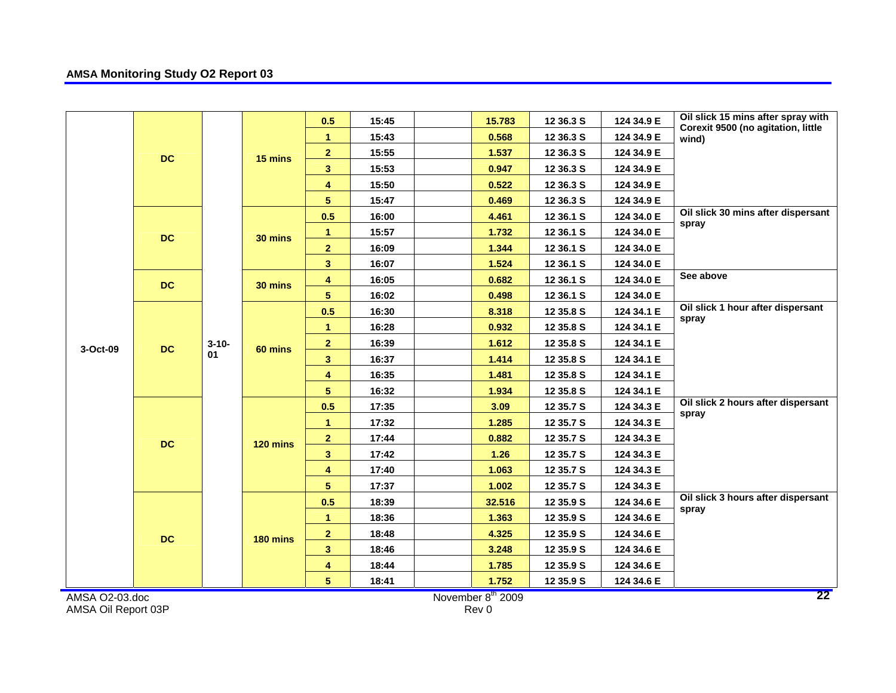| | | | | | | | | | | |
|---|---|---|---|---|---|---|---|---|---|---|
| 3-Oct-09 | DC | 3-10-01 | 15 mins | 0.5 | 15:45 | | 15.783 | 12 36.3 S | 124 34.9 E | Oil slick 15 mins after spray with Corexit 9500 (no agitation, little wind) |
| | | | | 1 | 15:43 | | 0.568 | 12 36.3 S | 124 34.9 E | |
| | | | | 2 | 15:55 | | 1.537 | 12 36.3 S | 124 34.9 E | |
| | | | | 3 | 15:53 | | 0.947 | 12 36.3 S | 124 34.9 E | |
| | | | | 4 | 15:50 | | 0.522 | 12 36.3 S | 124 34.9 E | |
| | | | | 5 | 15:47 | | 0.469 | 12 36.3 S | 124 34.9 E | |
| | DC | | 30 mins | 0.5 | 16:00 | | 4.461 | 12 36.1 S | 124 34.0 E | Oil slick 30 mins after dispersant spray |
| | | | | 1 | 15:57 | | 1.732 | 12 36.1 S | 124 34.0 E | |
| | | | | 2 | 16:09 | | 1.344 | 12 36.1 S | 124 34.0 E | |
| | | | | 3 | 16:07 | | 1.524 | 12 36.1 S | 124 34.0 E | |
| | DC | | 30 mins | 4 | 16:05 | | 0.682 | 12 36.1 S | 124 34.0 E | See above |
| | | | | 5 | 16:02 | | 0.498 | 12 36.1 S | 124 34.0 E | |
| | DC | | 60 mins | 0.5 | 16:30 | | 8.318 | 12 35.8 S | 124 34.1 E | Oil slick 1 hour after dispersant spray |
| | | | | 1 | 16:28 | | 0.932 | 12 35.8 S | 124 34.1 E | |
| | | | | 2 | 16:39 | | 1.612 | 12 35.8 S | 124 34.1 E | |
| | | | | 3 | 16:37 | | 1.414 | 12 35.8 S | 124 34.1 E | |
| | | | | 4 | 16:35 | | 1.481 | 12 35.8 S | 124 34.1 E | |
| | | | | 5 | 16:32 | | 1.934 | 12 35.8 S | 124 34.1 E | |
| | DC | | 120 mins | 0.5 | 17:35 | | 3.09 | 12 35.7 S | 124 34.3 E | Oil slick 2 hours after dispersant spray |
| | | | | 1 | 17:32 | | 1.285 | 12 35.7 S | 124 34.3 E | |
| | | | | 2 | 17:44 | | 0.882 | 12 35.7 S | 124 34.3 E | |
| | | | | 3 | 17:42 | | 1.26 | 12 35.7 S | 124 34.3 E | |
| | | | | 4 | 17:40 | | 1.063 | 12 35.7 S | 124 34.3 E | |
| | | | | 5 | 17:37 | | 1.002 | 12 35.7 S | 124 34.3 E | |
| | DC | | 180 mins | 0.5 | 18:39 | | 32.516 | 12 35.9 S | 124 34.6 E | Oil slick 3 hours after dispersant spray |
| | | | | 1 | 18:36 | | 1.363 | 12 35.9 S | 124 34.6 E | |
| | | | | 2 | 18:48 | | 4.325 | 12 35.9 S | 124 34.6 E | |
| | | | | 3 | 18:46 | | 3.248 | 12 35.9 S | 124 34.6 E | |
| | | | | 4 | 18:44 | | 1.785 | 12 35.9 S | 124 34.6 E | |
| | | | | 5 | 18:41 | | 1.752 | 12 35.9 S | 124 34.6 E | |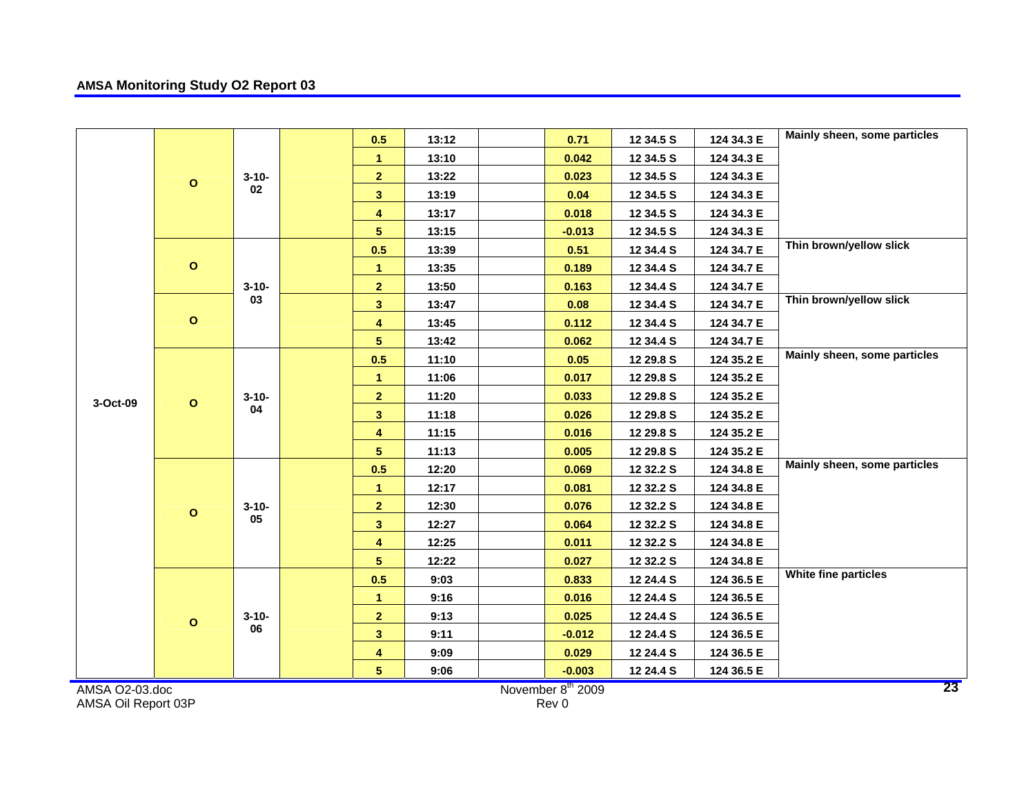| | | | | | | | | | | |
|---|---|---|---|---|---|---|---|---|---|---|
| 3-Oct-09 | O | 3-10-02 | | 0.5 | 13:12 | | 0.71 | 12 34.5 S | 124 34.3 E | Mainly sheen, some particles |
| | | | | 1 | 13:10 | | 0.042 | 12 34.5 S | 124 34.3 E | |
| | | | | 2 | 13:22 | | 0.023 | 12 34.5 S | 124 34.3 E | |
| | | | | 3 | 13:19 | | 0.04 | 12 34.5 S | 124 34.3 E | |
| | | | | 4 | 13:17 | | 0.018 | 12 34.5 S | 124 34.3 E | |
| | | | | 5 | 13:15 | | -0.013 | 12 34.5 S | 124 34.3 E | |
| | O | 3-10-03 | | 0.5 | 13:39 | | 0.51 | 12 34.4 S | 124 34.7 E | Thin brown/yellow slick |
| | | | | 1 | 13:35 | | 0.189 | 12 34.4 S | 124 34.7 E | |
| | | | | 2 | 13:50 | | 0.163 | 12 34.4 S | 124 34.7 E | |
| | O | | | 3 | 13:47 | | 0.08 | 12 34.4 S | 124 34.7 E | Thin brown/yellow slick |
| | | | | 4 | 13:45 | | 0.112 | 12 34.4 S | 124 34.7 E | |
| | | | | 5 | 13:42 | | 0.062 | 12 34.4 S | 124 34.7 E | |
| | O | 3-10-04 | | 0.5 | 11:10 | | 0.05 | 12 29.8 S | 124 35.2 E | Mainly sheen, some particles |
| | | | | 1 | 11:06 | | 0.017 | 12 29.8 S | 124 35.2 E | |
| | | | | 2 | 11:20 | | 0.033 | 12 29.8 S | 124 35.2 E | |
| | | | | 3 | 11:18 | | 0.026 | 12 29.8 S | 124 35.2 E | |
| | | | | 4 | 11:15 | | 0.016 | 12 29.8 S | 124 35.2 E | |
| | | | | 5 | 11:13 | | 0.005 | 12 29.8 S | 124 35.2 E | |
| | O | 3-10-05 | | 0.5 | 12:20 | | 0.069 | 12 32.2 S | 124 34.8 E | Mainly sheen, some particles |
| | | | | 1 | 12:17 | | 0.081 | 12 32.2 S | 124 34.8 E | |
| | | | | 2 | 12:30 | | 0.076 | 12 32.2 S | 124 34.8 E | |
| | | | | 3 | 12:27 | | 0.064 | 12 32.2 S | 124 34.8 E | |
| | | | | 4 | 12:25 | | 0.011 | 12 32.2 S | 124 34.8 E | |
| | | | | 5 | 12:22 | | 0.027 | 12 32.2 S | 124 34.8 E | |
| | O | 3-10-06 | | 0.5 | 9:03 | | 0.833 | 12 24.4 S | 124 36.5 E | White fine particles |
| | | | | 1 | 9:16 | | 0.016 | 12 24.4 S | 124 36.5 E | |
| | | | | 2 | 9:13 | | 0.025 | 12 24.4 S | 124 36.5 E | |
| | | | | 3 | 9:11 | | -0.012 | 12 24.4 S | 124 36.5 E | |
| | | | | 4 | 9:09 | | 0.029 | 12 24.4 S | 124 36.5 E | |
| | | | | 5 | 9:06 | | -0.003 | 12 24.4 S | 124 36.5 E | |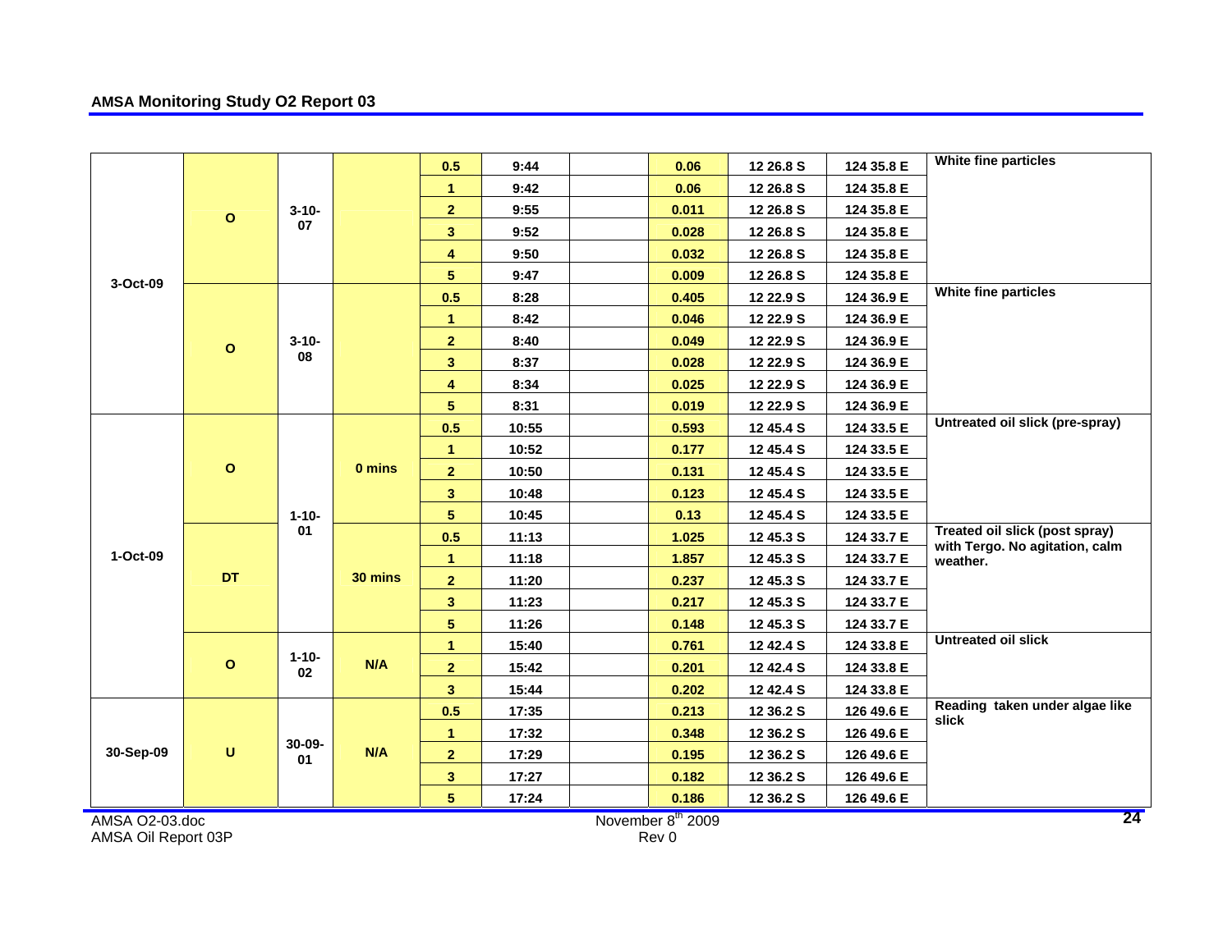| | | | | | | | | | | |
|---|---|---|---|---|---|---|---|---|---|---|
| 3-Oct-09 | O | 3-10-07 | | 0.5 | 9:44 | | 0.06 | 12 26.8 S | 124 35.8 E | White fine particles |
| | | | | 1 | 9:42 | | 0.06 | 12 26.8 S | 124 35.8 E | |
| | | | | 2 | 9:55 | | 0.011 | 12 26.8 S | 124 35.8 E | |
| | | | | 3 | 9:52 | | 0.028 | 12 26.8 S | 124 35.8 E | |
| | | | | 4 | 9:50 | | 0.032 | 12 26.8 S | 124 35.8 E | |
| | | | | 5 | 9:47 | | 0.009 | 12 26.8 S | 124 35.8 E | |
| | O | 3-10-08 | | 0.5 | 8:28 | | 0.405 | 12 22.9 S | 124 36.9 E | White fine particles |
| | | | | 1 | 8:42 | | 0.046 | 12 22.9 S | 124 36.9 E | |
| | | | | 2 | 8:40 | | 0.049 | 12 22.9 S | 124 36.9 E | |
| | | | | 3 | 8:37 | | 0.028 | 12 22.9 S | 124 36.9 E | |
| | | | | 4 | 8:34 | | 0.025 | 12 22.9 S | 124 36.9 E | |
| | | | | 5 | 8:31 | | 0.019 | 12 22.9 S | 124 36.9 E | |
| 1-Oct-09 | O | 1-10-01 | 0 mins | 0.5 | 10:55 | | 0.593 | 12 45.4 S | 124 33.5 E | Untreated oil slick (pre-spray) |
| | | | | 1 | 10:52 | | 0.177 | 12 45.4 S | 124 33.5 E | |
| | | | | 2 | 10:50 | | 0.131 | 12 45.4 S | 124 33.5 E | |
| | | | | 3 | 10:48 | | 0.123 | 12 45.4 S | 124 33.5 E | |
| | | | | 5 | 10:45 | | 0.13 | 12 45.4 S | 124 33.5 E | |
| | DT | | 30 mins | 0.5 | 11:13 | | 1.025 | 12 45.3 S | 124 33.7 E | Treated oil slick (post spray) with Tergo. No agitation, calm weather. |
| | | | | 1 | 11:18 | | 1.857 | 12 45.3 S | 124 33.7 E | |
| | | | | 2 | 11:20 | | 0.237 | 12 45.3 S | 124 33.7 E | |
| | | | | 3 | 11:23 | | 0.217 | 12 45.3 S | 124 33.7 E | |
| | | | | 5 | 11:26 | | 0.148 | 12 45.3 S | 124 33.7 E | |
| | O | 1-10-02 | N/A | 1 | 15:40 | | 0.761 | 12 42.4 S | 124 33.8 E | Untreated oil slick |
| | | | | 2 | 15:42 | | 0.201 | 12 42.4 S | 124 33.8 E | |
| | | | | 3 | 15:44 | | 0.202 | 12 42.4 S | 124 33.8 E | |
| 30-Sep-09 | U | 30-09-01 | N/A | 0.5 | 17:35 | | 0.213 | 12 36.2 S | 126 49.6 E | Reading taken under algae like slick |
| | | | | 1 | 17:32 | | 0.348 | 12 36.2 S | 126 49.6 E | |
| | | | | 2 | 17:29 | | 0.195 | 12 36.2 S | 126 49.6 E | |
| | | | | 3 | 17:27 | | 0.182 | 12 36.2 S | 126 49.6 E | |
| | | | | 5 | 17:24 | | 0.186 | 12 36.2 S | 126 49.6 E | |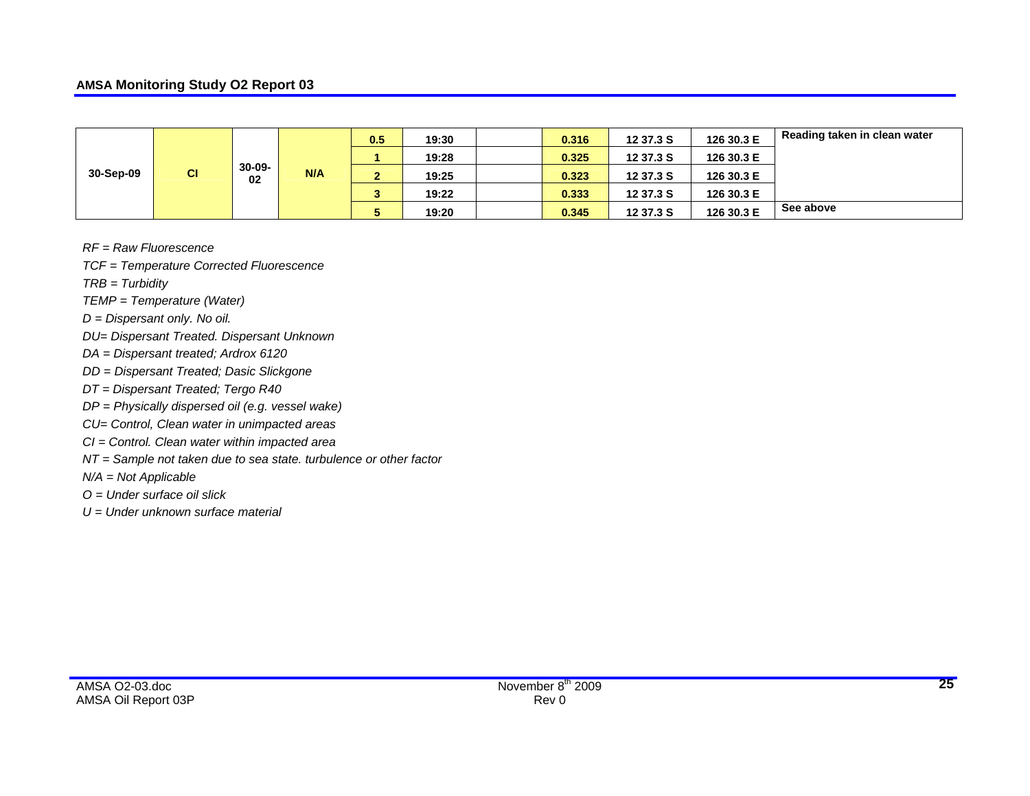| | | | | | | | | | | |
|---|---|---|---|---|---|---|---|---|---|---|
| 30-Sep-09 | CI | 30-09-02 | N/A | 0.5 | 19:30 | | 0.316 | 12 37.3 S | 126 30.3 E | Reading taken in clean water |
| | | | | 1 | 19:28 | | 0.325 | 12 37.3 S | 126 30.3 E | |
| | | | | 2 | 19:25 | | 0.323 | 12 37.3 S | 126 30.3 E | |
| | | | | 3 | 19:22 | | 0.333 | 12 37.3 S | 126 30.3 E | |
| | | | | 5 | 19:20 | | 0.345 | 12 37.3 S | 126 30.3 E | See above |

*RF = Raw Fluorescence*

*TCF = Temperature Corrected Fluorescence*

*TRB = Turbidity*

*TEMP = Temperature (Water)*

*D = Dispersant only. No oil.*

*DU= Dispersant Treated. Dispersant Unknown*

*DA = Dispersant treated; Ardrox 6120*

*DD = Dispersant Treated; Dasic Slickgone*

*DT = Dispersant Treated; Tergo R40*

*DP = Physically dispersed oil (e.g. vessel wake)*

*CU= Control, Clean water in unimpacted areas*

*CI = Control. Clean water within impacted area*

*NT = Sample not taken due to sea state. turbulence or other factor*

*N/A = Not Applicable*

*O = Under surface oil slick*

*U = Under unknown surface material*